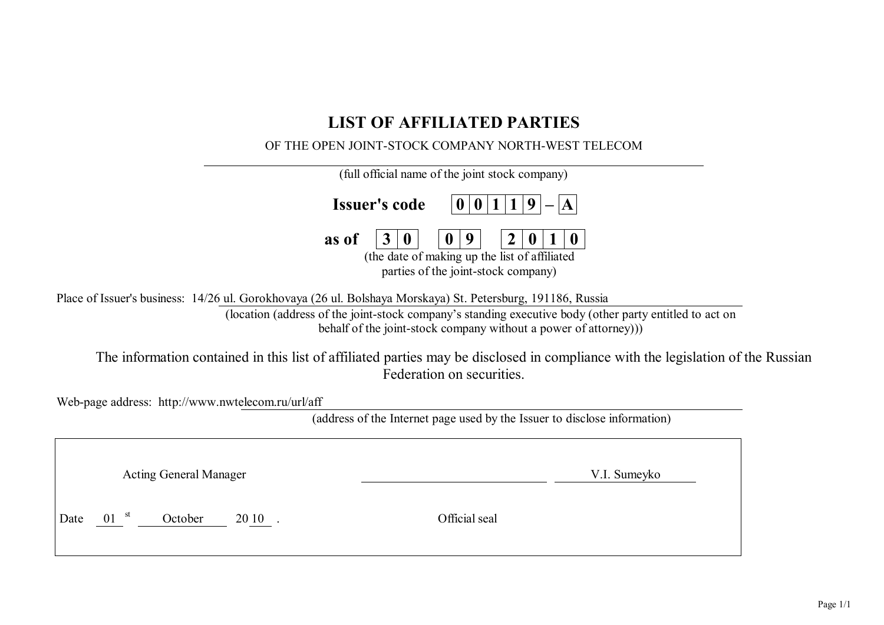# LIST OF AFFILIATED PARTIES

OF THE OPEN JOINT-STOCK COMPANY NORTH-WEST TELECOM

(full official name of the joint stock company)

**Issuer's code** | 0 | 0 | 1 | 1 | 9 | – | A |

**as of** | 3 | 0 | | 0 | 9 | | 2 | 0 | 1 | 0 |

(the date of making up the list of affiliated parties of the joint-stock company)

Place of Issuer's business: 14/26 ul. Gorokhovaya (26 ul. Bolshaya Morskaya) St. Petersburg, 191186, Russia

(location (address of the joint-stock company's standing executive body (other party entitled to act on behalf of the joint-stock company without a power of attorney)))

The information contained in this list of affiliated parties may be disclosed in compliance with the legislation of the Russian Federation on securities.

Web-page address: http://www.nwtelecom.ru/url/aff

(address of the Internet page used by the Issuer to disclose information)

Acting General Manager ______________________ V.I. Sumeyko

Date 01[st] October 2010 .

Official seal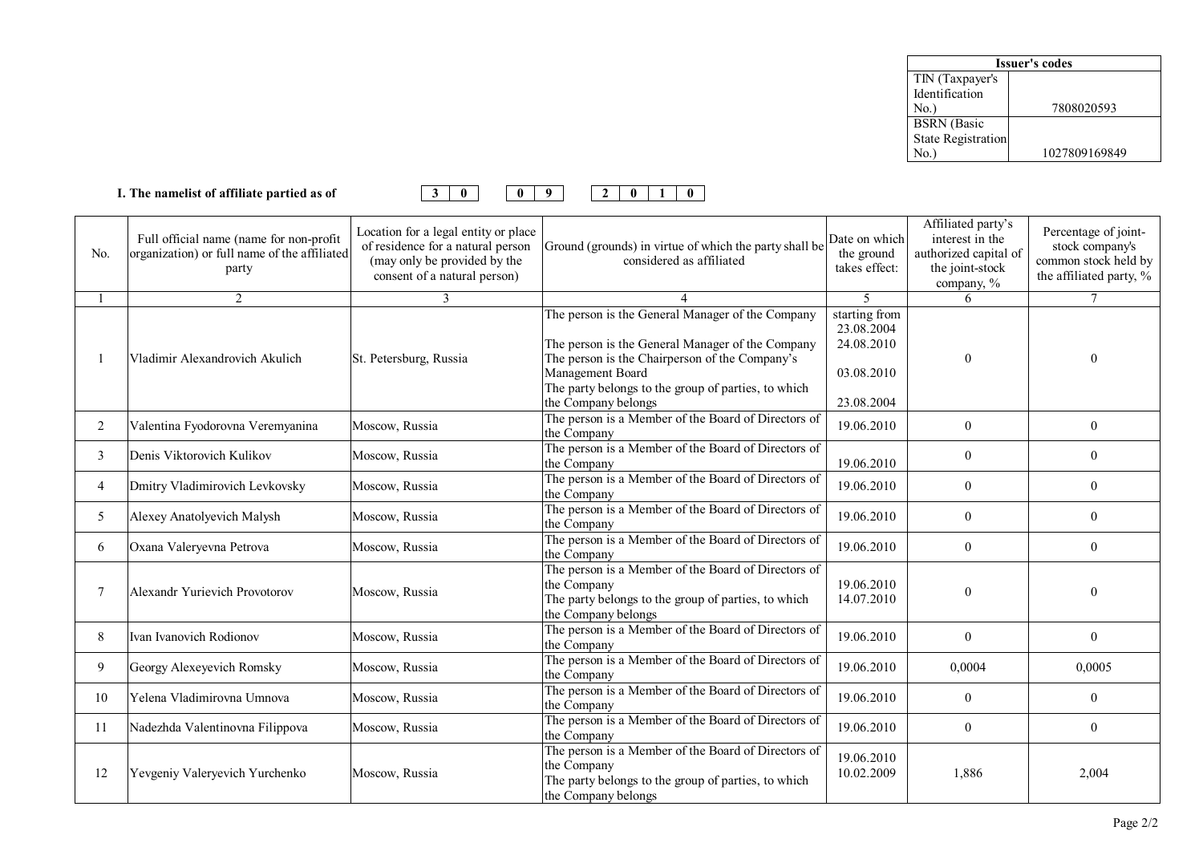| Issuer's codes | |
|---|---|
| TIN (Taxpayer's Identification No.) | 7808020593 |
| BSRN (Basic State Registration No.) | 1027809169849 |

**I. The namelist of affiliate partied as of** 30 09 2010

| No. | Full official name (name for non-profit organization) or full name of the affiliated party | Location for a legal entity or place of residence for a natural person (may only be provided by the consent of a natural person) | Ground (grounds) in virtue of which the party shall be considered as affiliated | Date on which the ground takes effect: | Affiliated party's interest in the authorized capital of the joint-stock company, % | Percentage of joint-stock company's common stock held by the affiliated party, % |
|---|---|---|---|---|---|---|
| 1 | 2 | 3 | 4 | 5 | 6 | 7 |
| 1 | Vladimir Alexandrovich Akulich | St. Petersburg, Russia | The person is the General Manager of the Company<br>The person is the General Manager of the Company<br>The person is the Chairperson of the Company's Management Board<br>The party belongs to the group of parties, to which the Company belongs | starting from 23.08.2004<br>24.08.2010<br>03.08.2010<br>23.08.2004 | 0 | 0 |
| 2 | Valentina Fyodorovna Veremyanina | Moscow, Russia | The person is a Member of the Board of Directors of the Company | 19.06.2010 | 0 | 0 |
| 3 | Denis Viktorovich Kulikov | Moscow, Russia | The person is a Member of the Board of Directors of the Company | 19.06.2010 | 0 | 0 |
| 4 | Dmitry Vladimirovich Levkovsky | Moscow, Russia | The person is a Member of the Board of Directors of the Company | 19.06.2010 | 0 | 0 |
| 5 | Alexey Anatolyevich Malysh | Moscow, Russia | The person is a Member of the Board of Directors of the Company | 19.06.2010 | 0 | 0 |
| 6 | Oxana Valeryevna Petrova | Moscow, Russia | The person is a Member of the Board of Directors of the Company | 19.06.2010 | 0 | 0 |
| 7 | Alexandr Yurievich Provotorov | Moscow, Russia | The person is a Member of the Board of Directors of the Company<br>The party belongs to the group of parties, to which the Company belongs | 19.06.2010<br>14.07.2010 | 0 | 0 |
| 8 | Ivan Ivanovich Rodionov | Moscow, Russia | The person is a Member of the Board of Directors of the Company | 19.06.2010 | 0 | 0 |
| 9 | Georgy Alexeyevich Romsky | Moscow, Russia | The person is a Member of the Board of Directors of the Company | 19.06.2010 | 0,0004 | 0,0005 |
| 10 | Yelena Vladimirovna Umnova | Moscow, Russia | The person is a Member of the Board of Directors of the Company | 19.06.2010 | 0 | 0 |
| 11 | Nadezhda Valentinovna Filippova | Moscow, Russia | The person is a Member of the Board of Directors of the Company | 19.06.2010 | 0 | 0 |
| 12 | Yevgeniy Valeryevich Yurchenko | Moscow, Russia | The person is a Member of the Board of Directors of the Company<br>The party belongs to the group of parties, to which the Company belongs | 19.06.2010<br>10.02.2009 | 1,886 | 2,004 |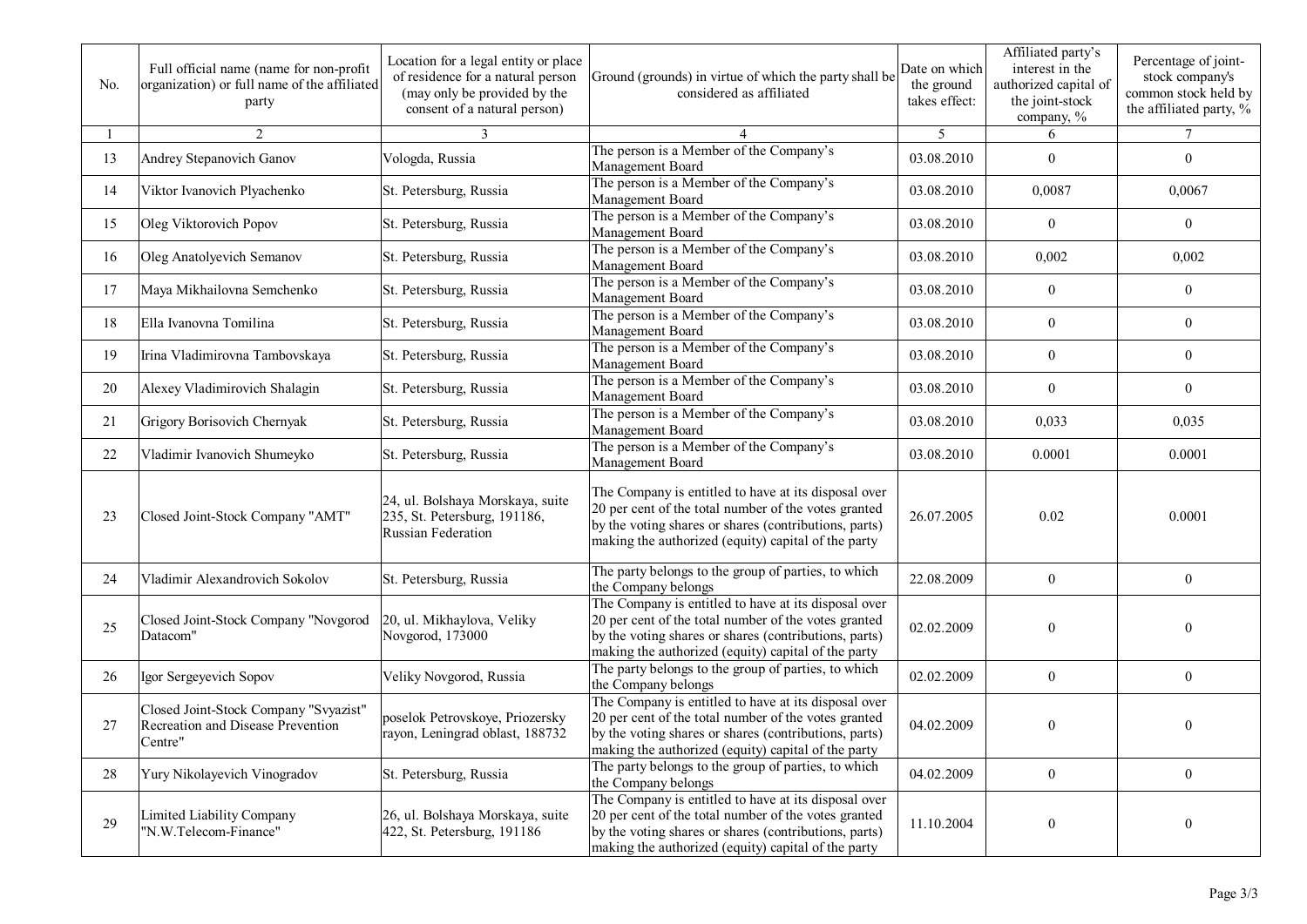| No. | Full official name (name for non-profit organization) or full name of the affiliated party | Location for a legal entity or place of residence for a natural person (may only be provided by the consent of a natural person) | Ground (grounds) in virtue of which the party shall be considered as affiliated | Date on which the ground takes effect: | Affiliated party's interest in the authorized capital of the joint-stock company, % | Percentage of joint-stock company's common stock held by the affiliated party, % |
|---|---|---|---|---|---|---|
| 1 | 2 | 3 | 4 | 5 | 6 | 7 |
| 13 | Andrey Stepanovich Ganov | Vologda, Russia | The person is a Member of the Company's Management Board | 03.08.2010 | 0 | 0 |
| 14 | Viktor Ivanovich Plyachenko | St. Petersburg, Russia | The person is a Member of the Company's Management Board | 03.08.2010 | 0,0087 | 0,0067 |
| 15 | Oleg Viktorovich Popov | St. Petersburg, Russia | The person is a Member of the Company's Management Board | 03.08.2010 | 0 | 0 |
| 16 | Oleg Anatolyevich Semanov | St. Petersburg, Russia | The person is a Member of the Company's Management Board | 03.08.2010 | 0,002 | 0,002 |
| 17 | Maya Mikhailovna Semchenko | St. Petersburg, Russia | The person is a Member of the Company's Management Board | 03.08.2010 | 0 | 0 |
| 18 | Ella Ivanovna Tomilina | St. Petersburg, Russia | The person is a Member of the Company's Management Board | 03.08.2010 | 0 | 0 |
| 19 | Irina Vladimirovna Tambovskaya | St. Petersburg, Russia | The person is a Member of the Company's Management Board | 03.08.2010 | 0 | 0 |
| 20 | Alexey Vladimirovich Shalagin | St. Petersburg, Russia | The person is a Member of the Company's Management Board | 03.08.2010 | 0 | 0 |
| 21 | Grigory Borisovich Chernyak | St. Petersburg, Russia | The person is a Member of the Company's Management Board | 03.08.2010 | 0,033 | 0,035 |
| 22 | Vladimir Ivanovich Shumeyko | St. Petersburg, Russia | The person is a Member of the Company's Management Board | 03.08.2010 | 0.0001 | 0.0001 |
| 23 | Closed Joint-Stock Company "AMT" | 24, ul. Bolshaya Morskaya, suite 235, St. Petersburg, 191186, Russian Federation | The Company is entitled to have at its disposal over 20 per cent of the total number of the votes granted by the voting shares or shares (contributions, parts) making the authorized (equity) capital of the party | 26.07.2005 | 0.02 | 0.0001 |
| 24 | Vladimir Alexandrovich Sokolov | St. Petersburg, Russia | The party belongs to the group of parties, to which the Company belongs | 22.08.2009 | 0 | 0 |
| 25 | Closed Joint-Stock Company "Novgorod Datacom" | 20, ul. Mikhaylova, Veliky Novgorod, 173000 | The Company is entitled to have at its disposal over 20 per cent of the total number of the votes granted by the voting shares or shares (contributions, parts) making the authorized (equity) capital of the party | 02.02.2009 | 0 | 0 |
| 26 | Igor Sergeyevich Sopov | Veliky Novgorod, Russia | The party belongs to the group of parties, to which the Company belongs | 02.02.2009 | 0 | 0 |
| 27 | Closed Joint-Stock Company "Svyazist" Recreation and Disease Prevention Centre" | poselok Petrovskoye, Priozersky rayon, Leningrad oblast, 188732 | The Company is entitled to have at its disposal over 20 per cent of the total number of the votes granted by the voting shares or shares (contributions, parts) making the authorized (equity) capital of the party | 04.02.2009 | 0 | 0 |
| 28 | Yury Nikolayevich Vinogradov | St. Petersburg, Russia | The party belongs to the group of parties, to which the Company belongs | 04.02.2009 | 0 | 0 |
| 29 | Limited Liability Company "N.W.Telecom-Finance" | 26, ul. Bolshaya Morskaya, suite 422, St. Petersburg, 191186 | The Company is entitled to have at its disposal over 20 per cent of the total number of the votes granted by the voting shares or shares (contributions, parts) making the authorized (equity) capital of the party | 11.10.2004 | 0 | 0 |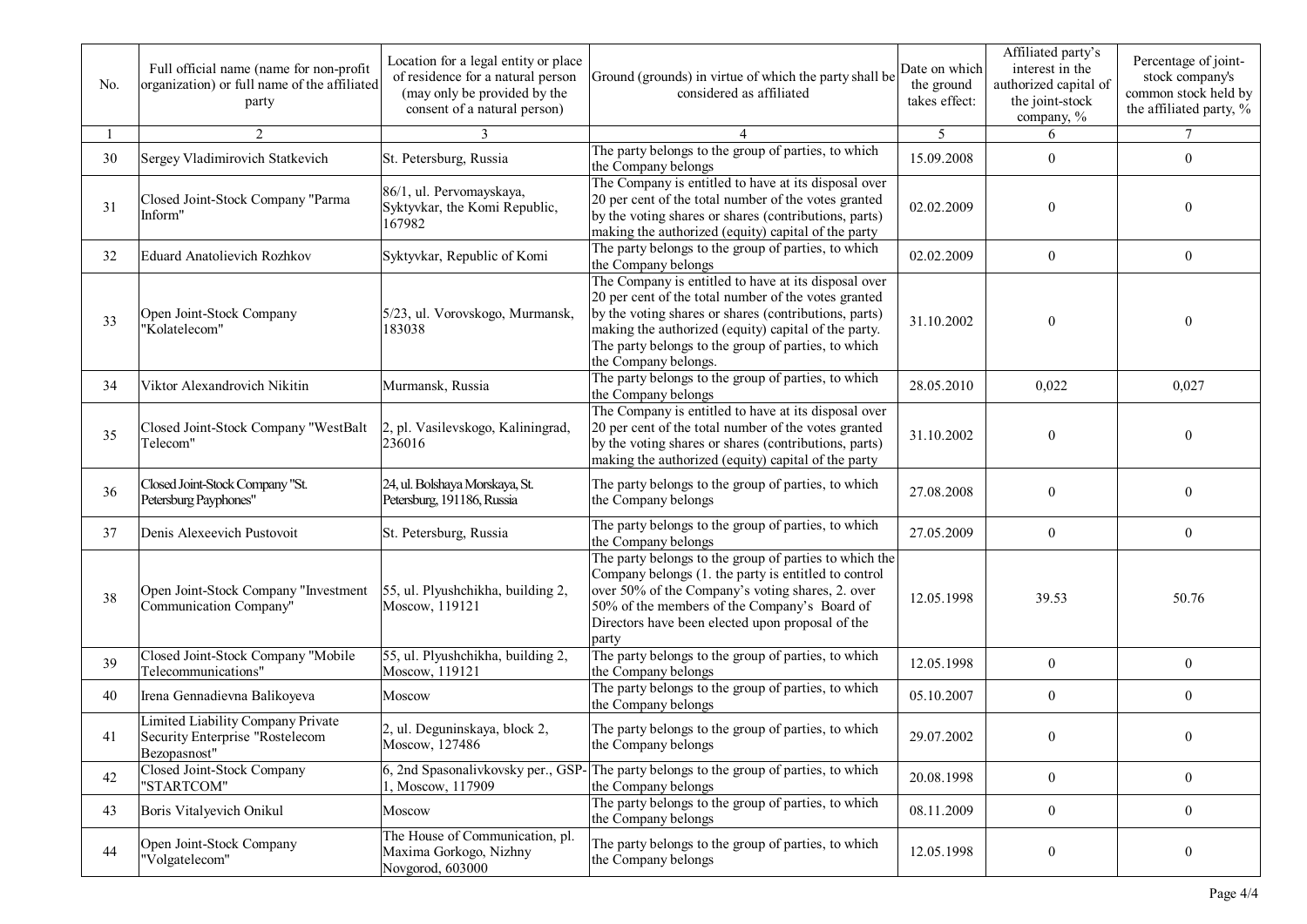| No. | Full official name (name for non-profit organization) or full name of the affiliated party | Location for a legal entity or place of residence for a natural person (may only be provided by the consent of a natural person) | Ground (grounds) in virtue of which the party shall be considered as affiliated | Date on which the ground takes effect: | Affiliated party's interest in the authorized capital of the joint-stock company, % | Percentage of joint-stock company's common stock held by the affiliated party, % |
|---|---|---|---|---|---|---|
| 1 | 2 | 3 | 4 | 5 | 6 | 7 |
| 30 | Sergey Vladimirovich Statkevich | St. Petersburg, Russia | The party belongs to the group of parties, to which the Company belongs | 15.09.2008 | 0 | 0 |
| 31 | Closed Joint-Stock Company "Parma Inform" | 86/1, ul. Pervomayskaya, Syktyvkar, the Komi Republic, 167982 | The Company is entitled to have at its disposal over 20 per cent of the total number of the votes granted by the voting shares or shares (contributions, parts) making the authorized (equity) capital of the party | 02.02.2009 | 0 | 0 |
| 32 | Eduard Anatolievich Rozhkov | Syktyvkar, Republic of Komi | The party belongs to the group of parties, to which the Company belongs | 02.02.2009 | 0 | 0 |
| 33 | Open Joint-Stock Company "Kolatelecom" | 5/23, ul. Vorovskogo, Murmansk, 183038 | The Company is entitled to have at its disposal over 20 per cent of the total number of the votes granted by the voting shares or shares (contributions, parts) making the authorized (equity) capital of the party. The party belongs to the group of parties, to which the Company belongs. | 31.10.2002 | 0 | 0 |
| 34 | Viktor Alexandrovich Nikitin | Murmansk, Russia | The party belongs to the group of parties, to which the Company belongs | 28.05.2010 | 0,022 | 0,027 |
| 35 | Closed Joint-Stock Company "WestBalt Telecom" | 2, pl. Vasilevskogo, Kaliningrad, 236016 | The Company is entitled to have at its disposal over 20 per cent of the total number of the votes granted by the voting shares or shares (contributions, parts) making the authorized (equity) capital of the party | 31.10.2002 | 0 | 0 |
| 36 | Closed Joint-Stock Company "St. Petersburg Payphones" | 24, ul. Bolshaya Morskaya, St. Petersburg, 191186, Russia | The party belongs to the group of parties, to which the Company belongs | 27.08.2008 | 0 | 0 |
| 37 | Denis Alexeevich Pustovoit | St. Petersburg, Russia | The party belongs to the group of parties, to which the Company belongs | 27.05.2009 | 0 | 0 |
| 38 | Open Joint-Stock Company "Investment Communication Company" | 55, ul. Plyushchikha, building 2, Moscow, 119121 | The party belongs to the group of parties to which the Company belongs (1. the party is entitled to control over 50% of the Company's voting shares, 2. over 50% of the members of the Company's Board of Directors have been elected upon proposal of the party | 12.05.1998 | 39.53 | 50.76 |
| 39 | Closed Joint-Stock Company "Mobile Telecommunications" | 55, ul. Plyushchikha, building 2, Moscow, 119121 | The party belongs to the group of parties, to which the Company belongs | 12.05.1998 | 0 | 0 |
| 40 | Irena Gennadievna Balikoyeva | Moscow | The party belongs to the group of parties, to which the Company belongs | 05.10.2007 | 0 | 0 |
| 41 | Limited Liability Company Private Security Enterprise "Rostelecom Bezopasnost" | 2, ul. Deguninskaya, block 2, Moscow, 127486 | The party belongs to the group of parties, to which the Company belongs | 29.07.2002 | 0 | 0 |
| 42 | Closed Joint-Stock Company "STARTCOM" | 6, 2nd Spasonalivkovsky per., GSP-1, Moscow, 117909 | The party belongs to the group of parties, to which the Company belongs | 20.08.1998 | 0 | 0 |
| 43 | Boris Vitalyevich Onikul | Moscow | The party belongs to the group of parties, to which the Company belongs | 08.11.2009 | 0 | 0 |
| 44 | Open Joint-Stock Company "Volgatelecom" | The House of Communication, pl. Maxima Gorkogo, Nizhny Novgorod, 603000 | The party belongs to the group of parties, to which the Company belongs | 12.05.1998 | 0 | 0 |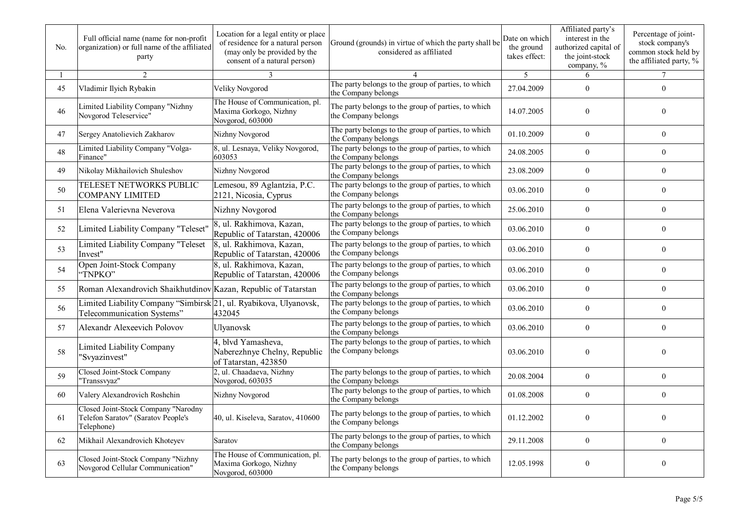| No. | Full official name (name for non-profit organization) or full name of the affiliated party | Location for a legal entity or place of residence for a natural person (may only be provided by the consent of a natural person) | Ground (grounds) in virtue of which the party shall be considered as affiliated | Date on which the ground takes effect: | Affiliated party's interest in the authorized capital of the joint-stock company, % | Percentage of joint-stock company's common stock held by the affiliated party, % |
|---|---|---|---|---|---|---|
| 1 | 2 | 3 | 4 | 5 | 6 | 7 |
| 45 | Vladimir Ilyich Rybakin | Veliky Novgorod | The party belongs to the group of parties, to which the Company belongs | 27.04.2009 | 0 | 0 |
| 46 | Limited Liability Company "Nizhny Novgorod Teleservice" | The House of Communication, pl. Maxima Gorkogo, Nizhny Novgorod, 603000 | The party belongs to the group of parties, to which the Company belongs | 14.07.2005 | 0 | 0 |
| 47 | Sergey Anatolievich Zakharov | Nizhny Novgorod | The party belongs to the group of parties, to which the Company belongs | 01.10.2009 | 0 | 0 |
| 48 | Limited Liability Company "Volga-Finance" | 8, ul. Lesnaya, Veliky Novgorod, 603053 | The party belongs to the group of parties, to which the Company belongs | 24.08.2005 | 0 | 0 |
| 49 | Nikolay Mikhailovich Shuleshov | Nizhny Novgorod | The party belongs to the group of parties, to which the Company belongs | 23.08.2009 | 0 | 0 |
| 50 | TELESET NETWORKS PUBLIC COMPANY LIMITED | Lemesou, 89 Aglantzia, P.C. 2121, Nicosia, Cyprus | The party belongs to the group of parties, to which the Company belongs | 03.06.2010 | 0 | 0 |
| 51 | Elena Valerievna Neverova | Nizhny Novgorod | The party belongs to the group of parties, to which the Company belongs | 25.06.2010 | 0 | 0 |
| 52 | Limited Liability Company "Teleset" | 8, ul. Rakhimova, Kazan, Republic of Tatarstan, 420006 | The party belongs to the group of parties, to which the Company belongs | 03.06.2010 | 0 | 0 |
| 53 | Limited Liability Company "Teleset Invest" | 8, ul. Rakhimova, Kazan, Republic of Tatarstan, 420006 | The party belongs to the group of parties, to which the Company belongs | 03.06.2010 | 0 | 0 |
| 54 | Open Joint-Stock Company "TNPKO" | 8, ul. Rakhimova, Kazan, Republic of Tatarstan, 420006 | The party belongs to the group of parties, to which the Company belongs | 03.06.2010 | 0 | 0 |
| 55 | Roman Alexandrovich Shaikhutdinov | Kazan, Republic of Tatarstan | The party belongs to the group of parties, to which the Company belongs | 03.06.2010 | 0 | 0 |
| 56 | Limited Liability Company "Simbirsk Telecommunication Systems" | 21, ul. Ryabikova, Ulyanovsk, 432045 | The party belongs to the group of parties, to which the Company belongs | 03.06.2010 | 0 | 0 |
| 57 | Alexandr Alexeevich Polovov | Ulyanovsk | The party belongs to the group of parties, to which the Company belongs | 03.06.2010 | 0 | 0 |
| 58 | Limited Liability Company "Svyazinvest" | 4, blvd Yamasheva, Naberezhnye Chelny, Republic of Tatarstan, 423850 | The party belongs to the group of parties, to which the Company belongs | 03.06.2010 | 0 | 0 |
| 59 | Closed Joint-Stock Company "Transsvyaz" | 2, ul. Chaadaeva, Nizhny Novgorod, 603035 | The party belongs to the group of parties, to which the Company belongs | 20.08.2004 | 0 | 0 |
| 60 | Valery Alexandrovich Roshchin | Nizhny Novgorod | The party belongs to the group of parties, to which the Company belongs | 01.08.2008 | 0 | 0 |
| 61 | Closed Joint-Stock Company "Narodny Telefon Saratov" (Saratov People's Telephone) | 40, ul. Kiseleva, Saratov, 410600 | The party belongs to the group of parties, to which the Company belongs | 01.12.2002 | 0 | 0 |
| 62 | Mikhail Alexandrovich Khoteyev | Saratov | The party belongs to the group of parties, to which the Company belongs | 29.11.2008 | 0 | 0 |
| 63 | Closed Joint-Stock Company "Nizhny Novgorod Cellular Communication" | The House of Communication, pl. Maxima Gorkogo, Nizhny Novgorod, 603000 | The party belongs to the group of parties, to which the Company belongs | 12.05.1998 | 0 | 0 |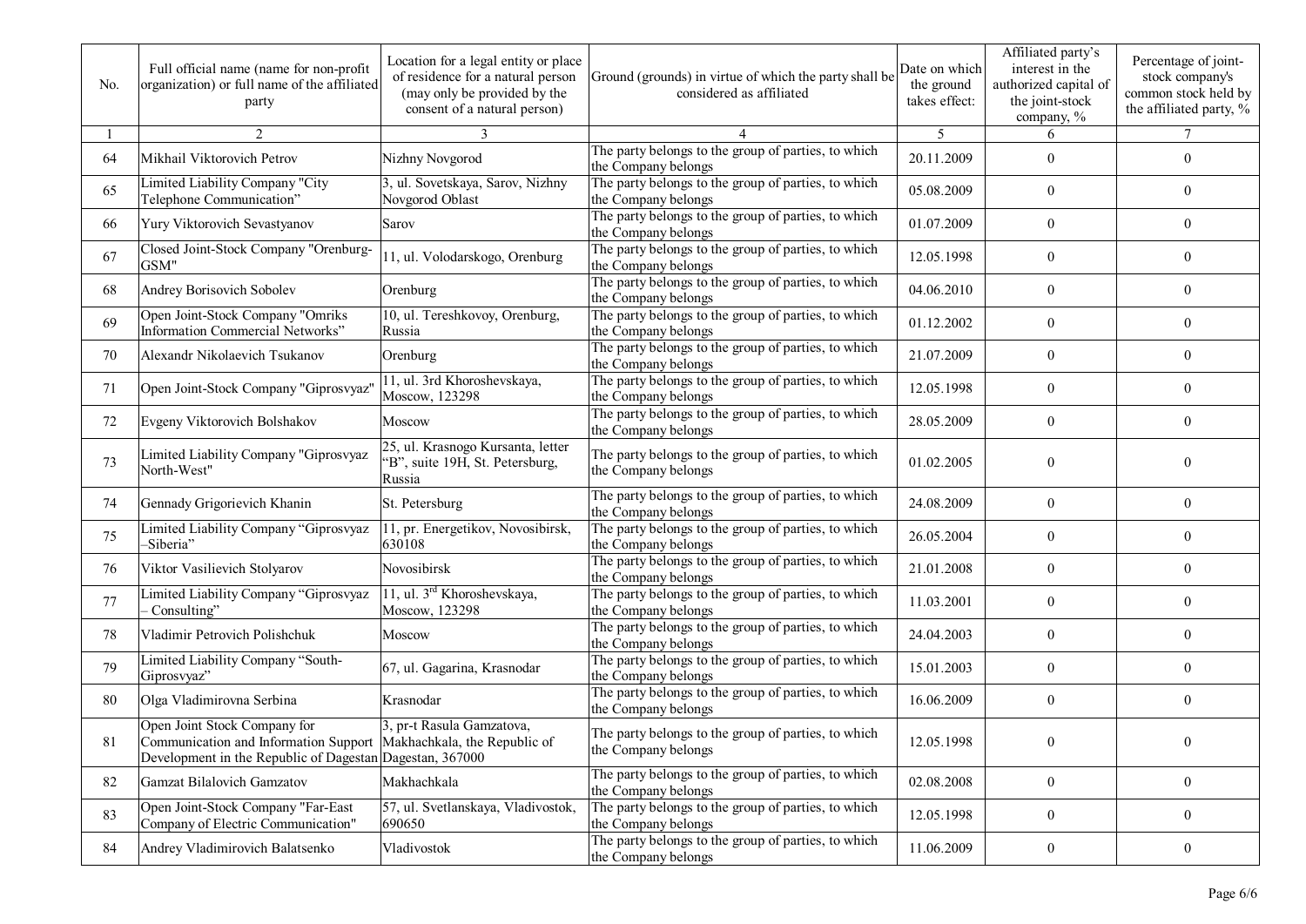| No. | Full official name (name for non-profit organization) or full name of the affiliated party | Location for a legal entity or place of residence for a natural person (may only be provided by the consent of a natural person) | Ground (grounds) in virtue of which the party shall be considered as affiliated | Date on which the ground takes effect: | Affiliated party's interest in the authorized capital of the joint-stock company, % | Percentage of joint-stock company's common stock held by the affiliated party, % |
|---|---|---|---|---|---|---|
| 1 | 2 | 3 | 4 | 5 | 6 | 7 |
| 64 | Mikhail Viktorovich Petrov | Nizhny Novgorod | The party belongs to the group of parties, to which the Company belongs | 20.11.2009 | 0 | 0 |
| 65 | Limited Liability Company "City Telephone Communication" | 3, ul. Sovetskaya, Sarov, Nizhny Novgorod Oblast | The party belongs to the group of parties, to which the Company belongs | 05.08.2009 | 0 | 0 |
| 66 | Yury Viktorovich Sevastyanov | Sarov | The party belongs to the group of parties, to which the Company belongs | 01.07.2009 | 0 | 0 |
| 67 | Closed Joint-Stock Company "Orenburg-GSM" | 11, ul. Volodarskogo, Orenburg | The party belongs to the group of parties, to which the Company belongs | 12.05.1998 | 0 | 0 |
| 68 | Andrey Borisovich Sobolev | Orenburg | The party belongs to the group of parties, to which the Company belongs | 04.06.2010 | 0 | 0 |
| 69 | Open Joint-Stock Company "Omriks Information Commercial Networks" | 10, ul. Tereshkovoy, Orenburg, Russia | The party belongs to the group of parties, to which the Company belongs | 01.12.2002 | 0 | 0 |
| 70 | Alexandr Nikolaevich Tsukanov | Orenburg | The party belongs to the group of parties, to which the Company belongs | 21.07.2009 | 0 | 0 |
| 71 | Open Joint-Stock Company "Giprosvyaz" | 11, ul. 3rd Khoroshevskaya, Moscow, 123298 | The party belongs to the group of parties, to which the Company belongs | 12.05.1998 | 0 | 0 |
| 72 | Evgeny Viktorovich Bolshakov | Moscow | The party belongs to the group of parties, to which the Company belongs | 28.05.2009 | 0 | 0 |
| 73 | Limited Liability Company "Giprosvyaz North-West" | 25, ul. Krasnogo Kursanta, letter "B", suite 19H, St. Petersburg, Russia | The party belongs to the group of parties, to which the Company belongs | 01.02.2005 | 0 | 0 |
| 74 | Gennady Grigorievich Khanin | St. Petersburg | The party belongs to the group of parties, to which the Company belongs | 24.08.2009 | 0 | 0 |
| 75 | Limited Liability Company "Giprosvyaz –Siberia" | 11, pr. Energetikov, Novosibirsk, 630108 | The party belongs to the group of parties, to which the Company belongs | 26.05.2004 | 0 | 0 |
| 76 | Viktor Vasilievich Stolyarov | Novosibirsk | The party belongs to the group of parties, to which the Company belongs | 21.01.2008 | 0 | 0 |
| 77 | Limited Liability Company "Giprosvyaz – Consulting" | 11, ul. 3rd Khoroshevskaya, Moscow, 123298 | The party belongs to the group of parties, to which the Company belongs | 11.03.2001 | 0 | 0 |
| 78 | Vladimir Petrovich Polishchuk | Moscow | The party belongs to the group of parties, to which the Company belongs | 24.04.2003 | 0 | 0 |
| 79 | Limited Liability Company "South-Giprosvyaz" | 67, ul. Gagarina, Krasnodar | The party belongs to the group of parties, to which the Company belongs | 15.01.2003 | 0 | 0 |
| 80 | Olga Vladimirovna Serbina | Krasnodar | The party belongs to the group of parties, to which the Company belongs | 16.06.2009 | 0 | 0 |
| 81 | Open Joint Stock Company for Communication and Information Support Development in the Republic of Dagestan | 3, pr-t Rasula Gamzatova, Makhachkala, the Republic of Dagestan, 367000 | The party belongs to the group of parties, to which the Company belongs | 12.05.1998 | 0 | 0 |
| 82 | Gamzat Bilalovich Gamzatov | Makhachkala | The party belongs to the group of parties, to which the Company belongs | 02.08.2008 | 0 | 0 |
| 83 | Open Joint-Stock Company "Far-East Company of Electric Communication" | 57, ul. Svetlanskaya, Vladivostok, 690650 | The party belongs to the group of parties, to which the Company belongs | 12.05.1998 | 0 | 0 |
| 84 | Andrey Vladimirovich Balatsenko | Vladivostok | The party belongs to the group of parties, to which the Company belongs | 11.06.2009 | 0 | 0 |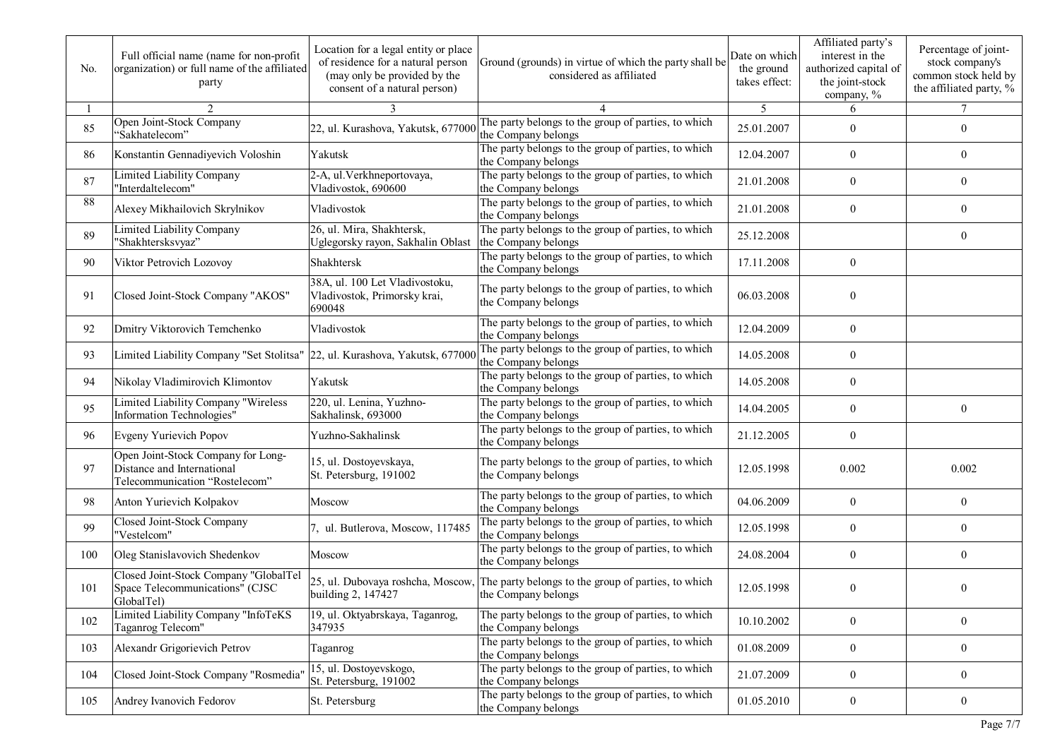| No. | Full official name (name for non-profit organization) or full name of the affiliated party | Location for a legal entity or place of residence for a natural person (may only be provided by the consent of a natural person) | Ground (grounds) in virtue of which the party shall be considered as affiliated | Date on which the ground takes effect: | Affiliated party's interest in the authorized capital of the joint-stock company, % | Percentage of joint-stock company's common stock held by the affiliated party, % |
|---|---|---|---|---|---|---|
| 1 | 2 | 3 | 4 | 5 | 6 | 7 |
| 85 | Open Joint-Stock Company "Sakhatelecom" | 22, ul. Kurashova, Yakutsk, 677000 | The party belongs to the group of parties, to which the Company belongs | 25.01.2007 | 0 | 0 |
| 86 | Konstantin Gennadiyevich Voloshin | Yakutsk | The party belongs to the group of parties, to which the Company belongs | 12.04.2007 | 0 | 0 |
| 87 | Limited Liability Company "Interdaltelecom" | 2-A, ul.Verkhneportovaya, Vladivostok, 690600 | The party belongs to the group of parties, to which the Company belongs | 21.01.2008 | 0 | 0 |
| 88 | Alexey Mikhailovich Skrylnikov | Vladivostok | The party belongs to the group of parties, to which the Company belongs | 21.01.2008 | 0 | 0 |
| 89 | Limited Liability Company "Shakhtersksvyaz" | 26, ul. Mira, Shakhtersk, Uglegorsky rayon, Sakhalin Oblast | The party belongs to the group of parties, to which the Company belongs | 25.12.2008 | | 0 |
| 90 | Viktor Petrovich Lozovoy | Shakhtersk | The party belongs to the group of parties, to which the Company belongs | 17.11.2008 | 0 | |
| 91 | Closed Joint-Stock Company "AKOS" | 38A, ul. 100 Let Vladivostoku, Vladivostok, Primorsky krai, 690048 | The party belongs to the group of parties, to which the Company belongs | 06.03.2008 | 0 | |
| 92 | Dmitry Viktorovich Temchenko | Vladivostok | The party belongs to the group of parties, to which the Company belongs | 12.04.2009 | 0 | |
| 93 | Limited Liability Company "Set Stolitsa" | 22, ul. Kurashova, Yakutsk, 677000 | The party belongs to the group of parties, to which the Company belongs | 14.05.2008 | 0 | |
| 94 | Nikolay Vladimirovich Klimontov | Yakutsk | The party belongs to the group of parties, to which the Company belongs | 14.05.2008 | 0 | |
| 95 | Limited Liability Company "Wireless Information Technologies" | 220, ul. Lenina, Yuzhno-Sakhalinsk, 693000 | The party belongs to the group of parties, to which the Company belongs | 14.04.2005 | 0 | 0 |
| 96 | Evgeny Yurievich Popov | Yuzhno-Sakhalinsk | The party belongs to the group of parties, to which the Company belongs | 21.12.2005 | 0 | |
| 97 | Open Joint-Stock Company for Long-Distance and International Telecommunication "Rostelecom" | 15, ul. Dostoyevskaya, St. Petersburg, 191002 | The party belongs to the group of parties, to which the Company belongs | 12.05.1998 | 0.002 | 0.002 |
| 98 | Anton Yurievich Kolpakov | Moscow | The party belongs to the group of parties, to which the Company belongs | 04.06.2009 | 0 | 0 |
| 99 | Closed Joint-Stock Company "Vestelcom" | 7, ul. Butlerova, Moscow, 117485 | The party belongs to the group of parties, to which the Company belongs | 12.05.1998 | 0 | 0 |
| 100 | Oleg Stanislavovich Shedenkov | Moscow | The party belongs to the group of parties, to which the Company belongs | 24.08.2004 | 0 | 0 |
| 101 | Closed Joint-Stock Company "GlobalTel Space Telecommunications" (CJSC GlobalTel) | 25, ul. Dubovaya roshcha, Moscow, building 2, 147427 | The party belongs to the group of parties, to which the Company belongs | 12.05.1998 | 0 | 0 |
| 102 | Limited Liability Company "InfoTeKS Taganrog Telecom" | 19, ul. Oktyabrskaya, Taganrog, 347935 | The party belongs to the group of parties, to which the Company belongs | 10.10.2002 | 0 | 0 |
| 103 | Alexandr Grigorievich Petrov | Taganrog | The party belongs to the group of parties, to which the Company belongs | 01.08.2009 | 0 | 0 |
| 104 | Closed Joint-Stock Company "Rosmedia" | 15, ul. Dostoyevskogo, St. Petersburg, 191002 | The party belongs to the group of parties, to which the Company belongs | 21.07.2009 | 0 | 0 |
| 105 | Andrey Ivanovich Fedorov | St. Petersburg | The party belongs to the group of parties, to which the Company belongs | 01.05.2010 | 0 | 0 |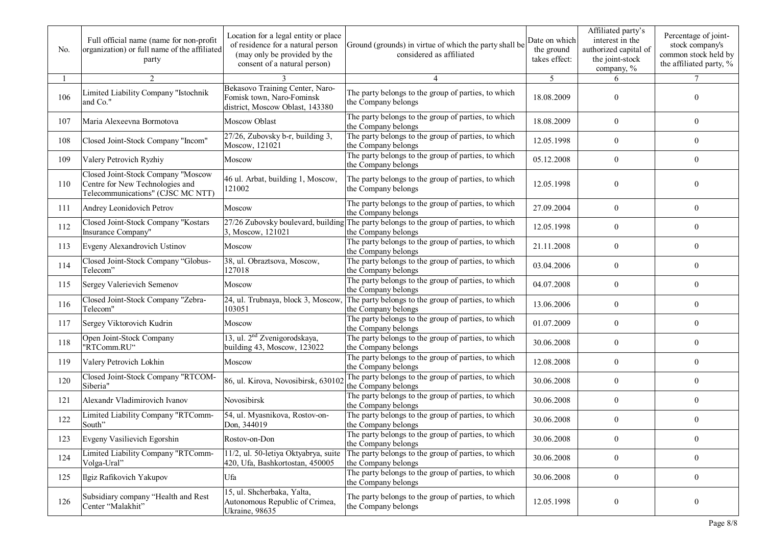| No. | Full official name (name for non-profit organization) or full name of the affiliated party | Location for a legal entity or place of residence for a natural person (may only be provided by the consent of a natural person) | Ground (grounds) in virtue of which the party shall be considered as affiliated | Date on which the ground takes effect: | Affiliated party's interest in the authorized capital of the joint-stock company, % | Percentage of joint-stock company's common stock held by the affiliated party, % |
|---|---|---|---|---|---|---|
| 1 | 2 | 3 | 4 | 5 | 6 | 7 |
| 106 | Limited Liability Company "Istochnik and Co." | Bekasovo Training Center, Naro-Fomisk town, Naro-Fominsk district, Moscow Oblast, 143380 | The party belongs to the group of parties, to which the Company belongs | 18.08.2009 | 0 | 0 |
| 107 | Maria Alexeevna Bormotova | Moscow Oblast | The party belongs to the group of parties, to which the Company belongs | 18.08.2009 | 0 | 0 |
| 108 | Closed Joint-Stock Company "Incom" | 27/26, Zubovsky b-r, building 3, Moscow, 121021 | The party belongs to the group of parties, to which the Company belongs | 12.05.1998 | 0 | 0 |
| 109 | Valery Petrovich Ryzhiy | Moscow | The party belongs to the group of parties, to which the Company belongs | 05.12.2008 | 0 | 0 |
| 110 | Closed Joint-Stock Company "Moscow Centre for New Technologies and Telecommunications" (CJSC MC NTT) | 46 ul. Arbat, building 1, Moscow, 121002 | The party belongs to the group of parties, to which the Company belongs | 12.05.1998 | 0 | 0 |
| 111 | Andrey Leonidovich Petrov | Moscow | The party belongs to the group of parties, to which the Company belongs | 27.09.2004 | 0 | 0 |
| 112 | Closed Joint-Stock Company "Kostars Insurance Company" | 27/26 Zubovsky boulevard, building 3, Moscow, 121021 | The party belongs to the group of parties, to which the Company belongs | 12.05.1998 | 0 | 0 |
| 113 | Evgeny Alexandrovich Ustinov | Moscow | The party belongs to the group of parties, to which the Company belongs | 21.11.2008 | 0 | 0 |
| 114 | Closed Joint-Stock Company "Globus-Telecom" | 38, ul. Obraztsova, Moscow, 127018 | The party belongs to the group of parties, to which the Company belongs | 03.04.2006 | 0 | 0 |
| 115 | Sergey Valerievich Semenov | Moscow | The party belongs to the group of parties, to which the Company belongs | 04.07.2008 | 0 | 0 |
| 116 | Closed Joint-Stock Company "Zebra-Telecom" | 24, ul. Trubnaya, block 3, Moscow, 103051 | The party belongs to the group of parties, to which the Company belongs | 13.06.2006 | 0 | 0 |
| 117 | Sergey Viktorovich Kudrin | Moscow | The party belongs to the group of parties, to which the Company belongs | 01.07.2009 | 0 | 0 |
| 118 | Open Joint-Stock Company "RTComm.RU" | 13, ul. 2nd Zvenigorodskaya, building 43, Moscow, 123022 | The party belongs to the group of parties, to which the Company belongs | 30.06.2008 | 0 | 0 |
| 119 | Valery Petrovich Lokhin | Moscow | The party belongs to the group of parties, to which the Company belongs | 12.08.2008 | 0 | 0 |
| 120 | Closed Joint-Stock Company "RTCOM-Siberia" | 86, ul. Kirova, Novosibirsk, 630102 | The party belongs to the group of parties, to which the Company belongs | 30.06.2008 | 0 | 0 |
| 121 | Alexandr Vladimirovich Ivanov | Novosibirsk | The party belongs to the group of parties, to which the Company belongs | 30.06.2008 | 0 | 0 |
| 122 | Limited Liability Company "RTComm-South" | 54, ul. Myasnikova, Rostov-on-Don, 344019 | The party belongs to the group of parties, to which the Company belongs | 30.06.2008 | 0 | 0 |
| 123 | Evgeny Vasilievich Egorshin | Rostov-on-Don | The party belongs to the group of parties, to which the Company belongs | 30.06.2008 | 0 | 0 |
| 124 | Limited Liability Company "RTComm-Volga-Ural" | 11/2, ul. 50-letiya Oktyabrya, suite 420, Ufa, Bashkortostan, 450005 | The party belongs to the group of parties, to which the Company belongs | 30.06.2008 | 0 | 0 |
| 125 | Ilgiz Rafikovich Yakupov | Ufa | The party belongs to the group of parties, to which the Company belongs | 30.06.2008 | 0 | 0 |
| 126 | Subsidiary company "Health and Rest Center "Malakhit" | 15, ul. Shcherbaka, Yalta, Autonomous Republic of Crimea, Ukraine, 98635 | The party belongs to the group of parties, to which the Company belongs | 12.05.1998 | 0 | 0 |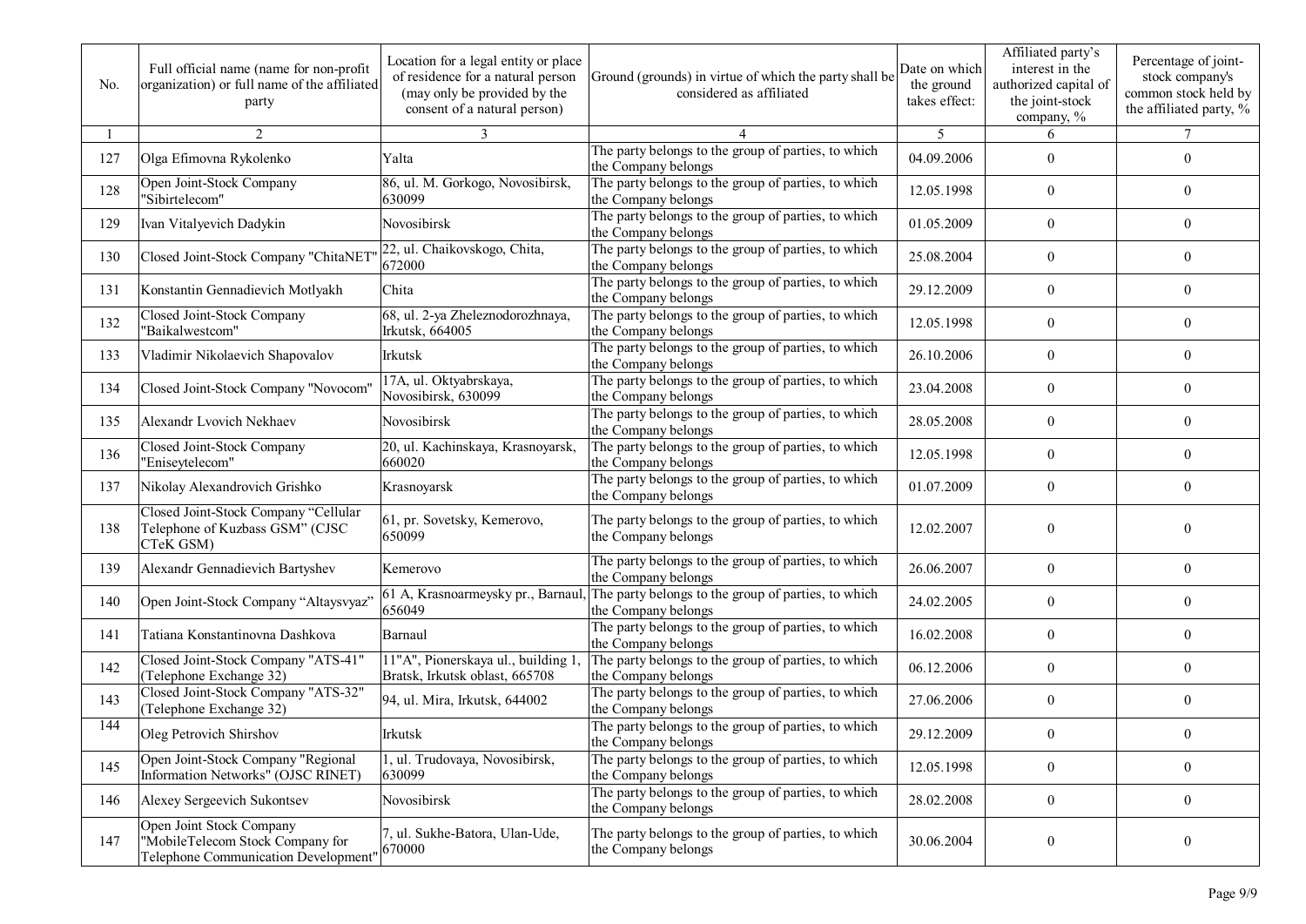| No. | Full official name (name for non-profit organization) or full name of the affiliated party | Location for a legal entity or place of residence for a natural person (may only be provided by the consent of a natural person) | Ground (grounds) in virtue of which the party shall be considered as affiliated | Date on which the ground takes effect: | Affiliated party's interest in the authorized capital of the joint-stock company, % | Percentage of joint-stock company's common stock held by the affiliated party, % |
|---|---|---|---|---|---|---|
| 1 | 2 | 3 | 4 | 5 | 6 | 7 |
| 127 | Olga Efimovna Rykolenko | Yalta | The party belongs to the group of parties, to which the Company belongs | 04.09.2006 | 0 | 0 |
| 128 | Open Joint-Stock Company "Sibirtelecom" | 86, ul. M. Gorkogo, Novosibirsk, 630099 | The party belongs to the group of parties, to which the Company belongs | 12.05.1998 | 0 | 0 |
| 129 | Ivan Vitalyevich Dadykin | Novosibirsk | The party belongs to the group of parties, to which the Company belongs | 01.05.2009 | 0 | 0 |
| 130 | Closed Joint-Stock Company "ChitaNET" | 22, ul. Chaikovskogo, Chita, 672000 | The party belongs to the group of parties, to which the Company belongs | 25.08.2004 | 0 | 0 |
| 131 | Konstantin Gennadievich Motlyakh | Chita | The party belongs to the group of parties, to which the Company belongs | 29.12.2009 | 0 | 0 |
| 132 | Closed Joint-Stock Company "Baikalwestcom" | 68, ul. 2-ya Zheleznodorozhnaya, Irkutsk, 664005 | The party belongs to the group of parties, to which the Company belongs | 12.05.1998 | 0 | 0 |
| 133 | Vladimir Nikolaevich Shapovalov | Irkutsk | The party belongs to the group of parties, to which the Company belongs | 26.10.2006 | 0 | 0 |
| 134 | Closed Joint-Stock Company "Novocom" | 17A, ul. Oktyabrskaya, Novosibirsk, 630099 | The party belongs to the group of parties, to which the Company belongs | 23.04.2008 | 0 | 0 |
| 135 | Alexandr Lvovich Nekhaev | Novosibirsk | The party belongs to the group of parties, to which the Company belongs | 28.05.2008 | 0 | 0 |
| 136 | Closed Joint-Stock Company "Eniseytelecom" | 20, ul. Kachinskaya, Krasnoyarsk, 660020 | The party belongs to the group of parties, to which the Company belongs | 12.05.1998 | 0 | 0 |
| 137 | Nikolay Alexandrovich Grishko | Krasnoyarsk | The party belongs to the group of parties, to which the Company belongs | 01.07.2009 | 0 | 0 |
| 138 | Closed Joint-Stock Company "Cellular Telephone of Kuzbass GSM" (CJSC CTeK GSM) | 61, pr. Sovetsky, Kemerovo, 650099 | The party belongs to the group of parties, to which the Company belongs | 12.02.2007 | 0 | 0 |
| 139 | Alexandr Gennadievich Bartyshev | Kemerovo | The party belongs to the group of parties, to which the Company belongs | 26.06.2007 | 0 | 0 |
| 140 | Open Joint-Stock Company "Altaysvyaz" | 61 A, Krasnoarmeysky pr., Barnaul, 656049 | The party belongs to the group of parties, to which the Company belongs | 24.02.2005 | 0 | 0 |
| 141 | Tatiana Konstantinovna Dashkova | Barnaul | The party belongs to the group of parties, to which the Company belongs | 16.02.2008 | 0 | 0 |
| 142 | Closed Joint-Stock Company "ATS-41" (Telephone Exchange 32) | 11"A", Pionerskaya ul., building 1, Bratsk, Irkutsk oblast, 665708 | The party belongs to the group of parties, to which the Company belongs | 06.12.2006 | 0 | 0 |
| 143 | Closed Joint-Stock Company "ATS-32" (Telephone Exchange 32) | 94, ul. Mira, Irkutsk, 644002 | The party belongs to the group of parties, to which the Company belongs | 27.06.2006 | 0 | 0 |
| 144 | Oleg Petrovich Shirshov | Irkutsk | The party belongs to the group of parties, to which the Company belongs | 29.12.2009 | 0 | 0 |
| 145 | Open Joint-Stock Company "Regional Information Networks" (OJSC RINET) | 1, ul. Trudovaya, Novosibirsk, 630099 | The party belongs to the group of parties, to which the Company belongs | 12.05.1998 | 0 | 0 |
| 146 | Alexey Sergeevich Sukontsev | Novosibirsk | The party belongs to the group of parties, to which the Company belongs | 28.02.2008 | 0 | 0 |
| 147 | Open Joint Stock Company "MobileTelecom Stock Company for Telephone Communication Development" | 7, ul. Sukhe-Batora, Ulan-Ude, 670000 | The party belongs to the group of parties, to which the Company belongs | 30.06.2004 | 0 | 0 |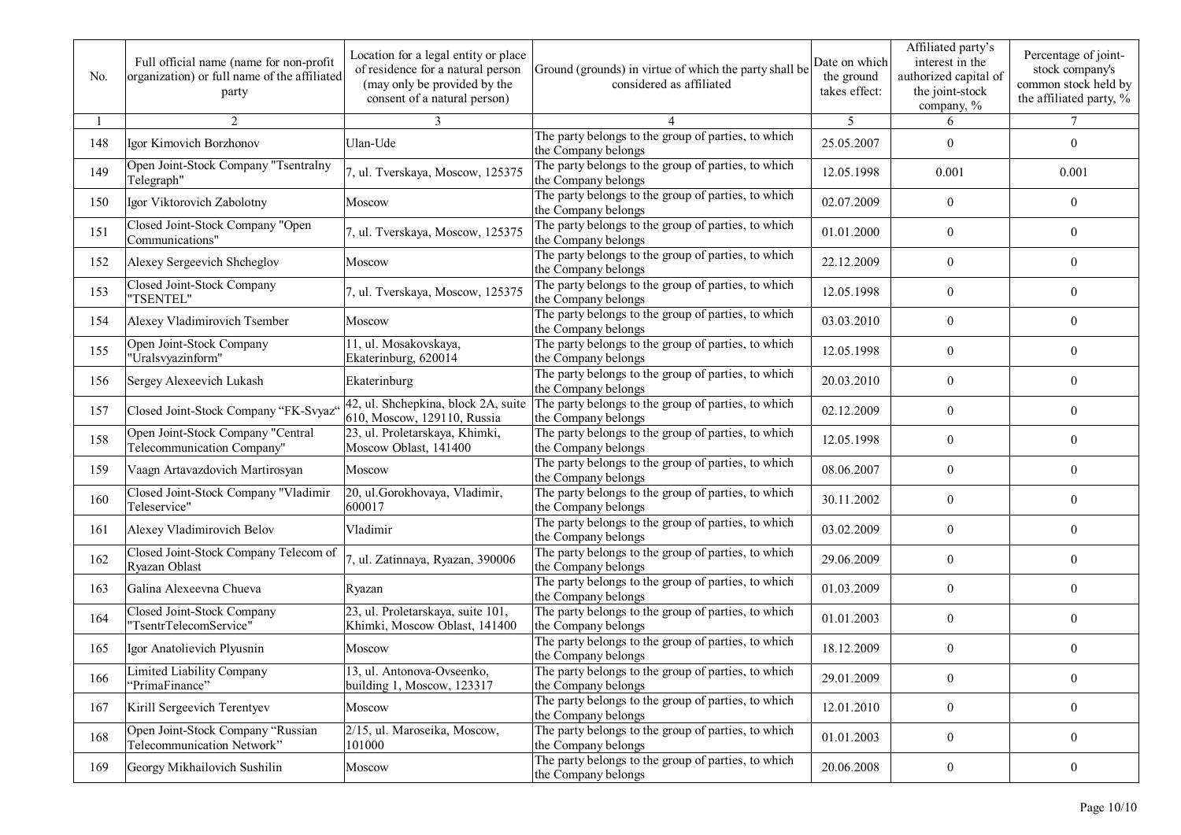| No. | Full official name (name for non-profit organization) or full name of the affiliated party | Location for a legal entity or place of residence for a natural person (may only be provided by the consent of a natural person) | Ground (grounds) in virtue of which the party shall be considered as affiliated | Date on which the ground takes effect: | Affiliated party's interest in the authorized capital of the joint-stock company, % | Percentage of joint-stock company's common stock held by the affiliated party, % |
|---|---|---|---|---|---|---|
| 1 | 2 | 3 | 4 | 5 | 6 | 7 |
| 148 | Igor Kimovich Borzhonov | Ulan-Ude | The party belongs to the group of parties, to which the Company belongs | 25.05.2007 | 0 | 0 |
| 149 | Open Joint-Stock Company "Tsentralny Telegraph" | 7, ul. Tverskaya, Moscow, 125375 | The party belongs to the group of parties, to which the Company belongs | 12.05.1998 | 0.001 | 0.001 |
| 150 | Igor Viktorovich Zabolotny | Moscow | The party belongs to the group of parties, to which the Company belongs | 02.07.2009 | 0 | 0 |
| 151 | Closed Joint-Stock Company "Open Communications" | 7, ul. Tverskaya, Moscow, 125375 | The party belongs to the group of parties, to which the Company belongs | 01.01.2000 | 0 | 0 |
| 152 | Alexey Sergeevich Shcheglov | Moscow | The party belongs to the group of parties, to which the Company belongs | 22.12.2009 | 0 | 0 |
| 153 | Closed Joint-Stock Company "TSENTEL" | 7, ul. Tverskaya, Moscow, 125375 | The party belongs to the group of parties, to which the Company belongs | 12.05.1998 | 0 | 0 |
| 154 | Alexey Vladimirovich Tsember | Moscow | The party belongs to the group of parties, to which the Company belongs | 03.03.2010 | 0 | 0 |
| 155 | Open Joint-Stock Company "Uralsvyazinform" | 11, ul. Mosakovskaya, Ekaterinburg, 620014 | The party belongs to the group of parties, to which the Company belongs | 12.05.1998 | 0 | 0 |
| 156 | Sergey Alexeevich Lukash | Ekaterinburg | The party belongs to the group of parties, to which the Company belongs | 20.03.2010 | 0 | 0 |
| 157 | Closed Joint-Stock Company "FK-Svyaz" | 42, ul. Shchepkina, block 2A, suite 610, Moscow, 129110, Russia | The party belongs to the group of parties, to which the Company belongs | 02.12.2009 | 0 | 0 |
| 158 | Open Joint-Stock Company "Central Telecommunication Company" | 23, ul. Proletarskaya, Khimki, Moscow Oblast, 141400 | The party belongs to the group of parties, to which the Company belongs | 12.05.1998 | 0 | 0 |
| 159 | Vaagn Artavazdovich Martirosyan | Moscow | The party belongs to the group of parties, to which the Company belongs | 08.06.2007 | 0 | 0 |
| 160 | Closed Joint-Stock Company "Vladimir Teleservice" | 20, ul.Gorokhovaya, Vladimir, 600017 | The party belongs to the group of parties, to which the Company belongs | 30.11.2002 | 0 | 0 |
| 161 | Alexey Vladimirovich Belov | Vladimir | The party belongs to the group of parties, to which the Company belongs | 03.02.2009 | 0 | 0 |
| 162 | Closed Joint-Stock Company Telecom of Ryazan Oblast | 7, ul. Zatinnaya, Ryazan, 390006 | The party belongs to the group of parties, to which the Company belongs | 29.06.2009 | 0 | 0 |
| 163 | Galina Alexeevna Chueva | Ryazan | The party belongs to the group of parties, to which the Company belongs | 01.03.2009 | 0 | 0 |
| 164 | Closed Joint-Stock Company "TsentrTelecomService" | 23, ul. Proletarskaya, suite 101, Khimki, Moscow Oblast, 141400 | The party belongs to the group of parties, to which the Company belongs | 01.01.2003 | 0 | 0 |
| 165 | Igor Anatolievich Plyusnin | Moscow | The party belongs to the group of parties, to which the Company belongs | 18.12.2009 | 0 | 0 |
| 166 | Limited Liability Company "PrimaFinance" | 13, ul. Antonova-Ovseenko, building 1, Moscow, 123317 | The party belongs to the group of parties, to which the Company belongs | 29.01.2009 | 0 | 0 |
| 167 | Kirill Sergeevich Terentyev | Moscow | The party belongs to the group of parties, to which the Company belongs | 12.01.2010 | 0 | 0 |
| 168 | Open Joint-Stock Company "Russian Telecommunication Network" | 2/15, ul. Maroseika, Moscow, 101000 | The party belongs to the group of parties, to which the Company belongs | 01.01.2003 | 0 | 0 |
| 169 | Georgy Mikhailovich Sushilin | Moscow | The party belongs to the group of parties, to which the Company belongs | 20.06.2008 | 0 | 0 |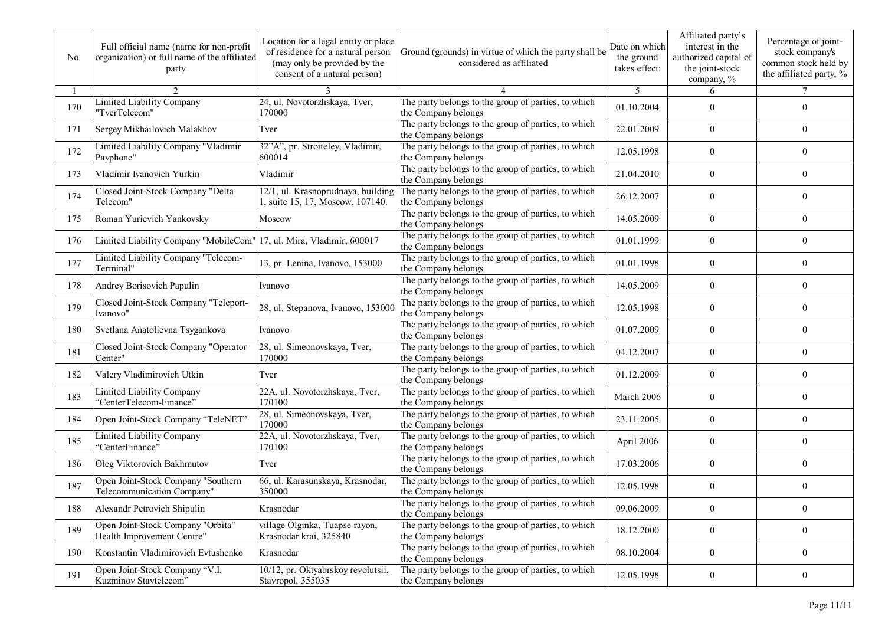| No. | Full official name (name for non-profit organization) or full name of the affiliated party | Location for a legal entity or place of residence for a natural person (may only be provided by the consent of a natural person) | Ground (grounds) in virtue of which the party shall be considered as affiliated | Date on which the ground takes effect: | Affiliated party's interest in the authorized capital of the joint-stock company, % | Percentage of joint-stock company's common stock held by the affiliated party, % |
|---|---|---|---|---|---|---|
| 1 | 2 | 3 | 4 | 5 | 6 | 7 |
| 170 | Limited Liability Company "TverTelecom" | 24, ul. Novotorzhskaya, Tver, 170000 | The party belongs to the group of parties, to which the Company belongs | 01.10.2004 | 0 | 0 |
| 171 | Sergey Mikhailovich Malakhov | Tver | The party belongs to the group of parties, to which the Company belongs | 22.01.2009 | 0 | 0 |
| 172 | Limited Liability Company "Vladimir Payphone" | 32"A", pr. Stroiteley, Vladimir, 600014 | The party belongs to the group of parties, to which the Company belongs | 12.05.1998 | 0 | 0 |
| 173 | Vladimir Ivanovich Yurkin | Vladimir | The party belongs to the group of parties, to which the Company belongs | 21.04.2010 | 0 | 0 |
| 174 | Closed Joint-Stock Company "Delta Telecom" | 12/1, ul. Krasnoprudnaya, building 1, suite 15, 17, Moscow, 107140. | The party belongs to the group of parties, to which the Company belongs | 26.12.2007 | 0 | 0 |
| 175 | Roman Yurievich Yankovsky | Moscow | The party belongs to the group of parties, to which the Company belongs | 14.05.2009 | 0 | 0 |
| 176 | Limited Liability Company "MobileCom" | 17, ul. Mira, Vladimir, 600017 | The party belongs to the group of parties, to which the Company belongs | 01.01.1999 | 0 | 0 |
| 177 | Limited Liability Company "Telecom-Terminal" | 13, pr. Lenina, Ivanovo, 153000 | The party belongs to the group of parties, to which the Company belongs | 01.01.1998 | 0 | 0 |
| 178 | Andrey Borisovich Papulin | Ivanovo | The party belongs to the group of parties, to which the Company belongs | 14.05.2009 | 0 | 0 |
| 179 | Closed Joint-Stock Company "Teleport-Ivanovo" | 28, ul. Stepanova, Ivanovo, 153000 | The party belongs to the group of parties, to which the Company belongs | 12.05.1998 | 0 | 0 |
| 180 | Svetlana Anatolievna Tsygankova | Ivanovo | The party belongs to the group of parties, to which the Company belongs | 01.07.2009 | 0 | 0 |
| 181 | Closed Joint-Stock Company "Operator Center" | 28, ul. Simeonovskaya, Tver, 170000 | The party belongs to the group of parties, to which the Company belongs | 04.12.2007 | 0 | 0 |
| 182 | Valery Vladimirovich Utkin | Tver | The party belongs to the group of parties, to which the Company belongs | 01.12.2009 | 0 | 0 |
| 183 | Limited Liability Company "CenterTelecom-Finance" | 22A, ul. Novotorzhskaya, Tver, 170100 | The party belongs to the group of parties, to which the Company belongs | March 2006 | 0 | 0 |
| 184 | Open Joint-Stock Company "TeleNET" | 28, ul. Simeonovskaya, Tver, 170000 | The party belongs to the group of parties, to which the Company belongs | 23.11.2005 | 0 | 0 |
| 185 | Limited Liability Company "CenterFinance" | 22A, ul. Novotorzhskaya, Tver, 170100 | The party belongs to the group of parties, to which the Company belongs | April 2006 | 0 | 0 |
| 186 | Oleg Viktorovich Bakhmutov | Tver | The party belongs to the group of parties, to which the Company belongs | 17.03.2006 | 0 | 0 |
| 187 | Open Joint-Stock Company "Southern Telecommunication Company" | 66, ul. Karasunskaya, Krasnodar, 350000 | The party belongs to the group of parties, to which the Company belongs | 12.05.1998 | 0 | 0 |
| 188 | Alexandr Petrovich Shipulin | Krasnodar | The party belongs to the group of parties, to which the Company belongs | 09.06.2009 | 0 | 0 |
| 189 | Open Joint-Stock Company "Orbita" Health Improvement Centre" | village Olginka, Tuapse rayon, Krasnodar krai, 325840 | The party belongs to the group of parties, to which the Company belongs | 18.12.2000 | 0 | 0 |
| 190 | Konstantin Vladimirovich Evtushenko | Krasnodar | The party belongs to the group of parties, to which the Company belongs | 08.10.2004 | 0 | 0 |
| 191 | Open Joint-Stock Company "V.I. Kuzminov Stavtelecom" | 10/12, pr. Oktyabrskoy revolutsii, Stavropol, 355035 | The party belongs to the group of parties, to which the Company belongs | 12.05.1998 | 0 | 0 |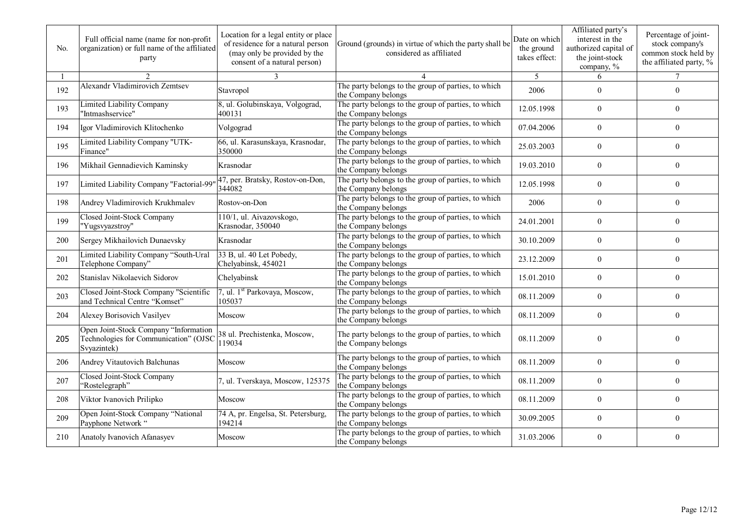| No. | Full official name (name for non-profit organization) or full name of the affiliated party | Location for a legal entity or place of residence for a natural person (may only be provided by the consent of a natural person) | Ground (grounds) in virtue of which the party shall be considered as affiliated | Date on which the ground takes effect: | Affiliated party's interest in the authorized capital of the joint-stock company, % | Percentage of joint-stock company's common stock held by the affiliated party, % |
|---|---|---|---|---|---|---|
| 1 | 2 | 3 | 4 | 5 | 6 | 7 |
| 192 | Alexandr Vladimirovich Zemtsev | Stavropol | The party belongs to the group of parties, to which the Company belongs | 2006 | 0 | 0 |
| 193 | Limited Liability Company "Intmashservice" | 8, ul. Golubinskaya, Volgograd, 400131 | The party belongs to the group of parties, to which the Company belongs | 12.05.1998 | 0 | 0 |
| 194 | Igor Vladimirovich Klitochenko | Volgograd | The party belongs to the group of parties, to which the Company belongs | 07.04.2006 | 0 | 0 |
| 195 | Limited Liability Company "UTK-Finance" | 66, ul. Karasunskaya, Krasnodar, 350000 | The party belongs to the group of parties, to which the Company belongs | 25.03.2003 | 0 | 0 |
| 196 | Mikhail Gennadievich Kaminsky | Krasnodar | The party belongs to the group of parties, to which the Company belongs | 19.03.2010 | 0 | 0 |
| 197 | Limited Liability Company "Factorial-99" | 47, per. Bratsky, Rostov-on-Don, 344082 | The party belongs to the group of parties, to which the Company belongs | 12.05.1998 | 0 | 0 |
| 198 | Andrey Vladimirovich Krukhmalev | Rostov-on-Don | The party belongs to the group of parties, to which the Company belongs | 2006 | 0 | 0 |
| 199 | Closed Joint-Stock Company "Yugsvyazstroy" | 110/1, ul. Aivazovskogo, Krasnodar, 350040 | The party belongs to the group of parties, to which the Company belongs | 24.01.2001 | 0 | 0 |
| 200 | Sergey Mikhailovich Dunaevsky | Krasnodar | The party belongs to the group of parties, to which the Company belongs | 30.10.2009 | 0 | 0 |
| 201 | Limited Liability Company "South-Ural Telephone Company" | 33 B, ul. 40 Let Pobedy, Chelyabinsk, 454021 | The party belongs to the group of parties, to which the Company belongs | 23.12.2009 | 0 | 0 |
| 202 | Stanislav Nikolaevich Sidorov | Chelyabinsk | The party belongs to the group of parties, to which the Company belongs | 15.01.2010 | 0 | 0 |
| 203 | Closed Joint-Stock Company "Scientific and Technical Centre "Komset" | 7, ul. 1st Parkovaya, Moscow, 105037 | The party belongs to the group of parties, to which the Company belongs | 08.11.2009 | 0 | 0 |
| 204 | Alexey Borisovich Vasilyev | Moscow | The party belongs to the group of parties, to which the Company belongs | 08.11.2009 | 0 | 0 |
| 205 | Open Joint-Stock Company "Information Technologies for Communication" (OJSC Svyazintek) | 38 ul. Prechistenka, Moscow, 119034 | The party belongs to the group of parties, to which the Company belongs | 08.11.2009 | 0 | 0 |
| 206 | Andrey Vitautovich Balchunas | Moscow | The party belongs to the group of parties, to which the Company belongs | 08.11.2009 | 0 | 0 |
| 207 | Closed Joint-Stock Company "Rostelegraph" | 7, ul. Tverskaya, Moscow, 125375 | The party belongs to the group of parties, to which the Company belongs | 08.11.2009 | 0 | 0 |
| 208 | Viktor Ivanovich Prilipko | Moscow | The party belongs to the group of parties, to which the Company belongs | 08.11.2009 | 0 | 0 |
| 209 | Open Joint-Stock Company "National Payphone Network " | 74 A, pr. Engelsa, St. Petersburg, 194214 | The party belongs to the group of parties, to which the Company belongs | 30.09.2005 | 0 | 0 |
| 210 | Anatoly Ivanovich Afanasyev | Moscow | The party belongs to the group of parties, to which the Company belongs | 31.03.2006 | 0 | 0 |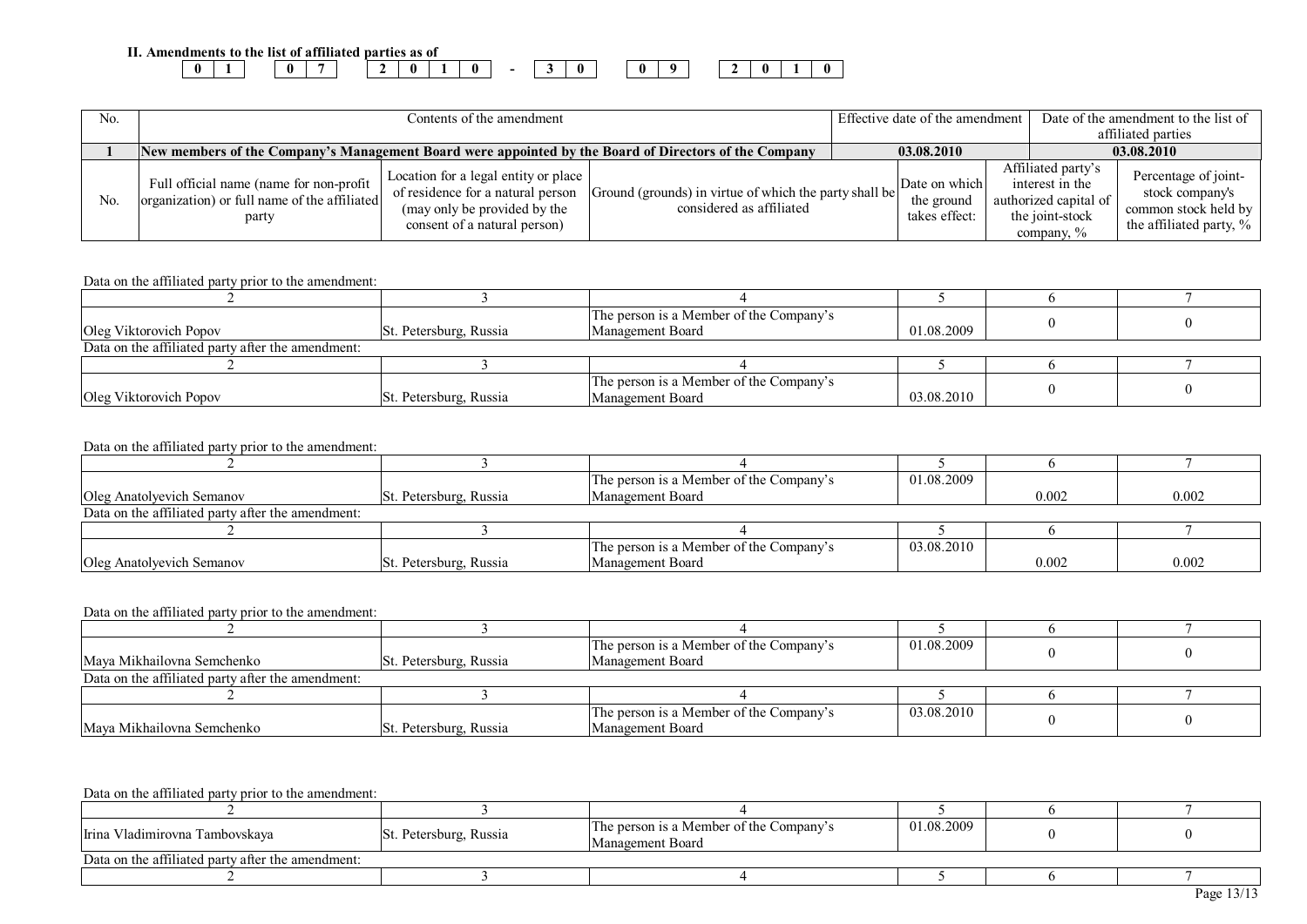**II. Amendments to the list of affiliated parties as of**

| 0 | 1 | | 0 | 7 | | 2 | 0 | 1 | 0 | - | 3 | 0 | | 0 | 9 | | 2 | 0 | 1 | 0 |
|---|---|---|---|---|---|---|---|---|---|---|---|---|---|---|---|---|---|---|---|---|

| No. | Contents of the amendment | Effective date of the amendment | Date of the amendment to the list of affiliated parties |
|---|---|---|---|
| **1** | **New members of the Company's Management Board were appointed by the Board of Directors of the Company** | **03.08.2010** | **03.08.2010** |

| No. | Full official name (name for non-profit organization) or full name of the affiliated party | Location for a legal entity or place of residence for a natural person (may only be provided by the consent of a natural person) | Ground (grounds) in virtue of which the party shall be considered as affiliated | Date on which the ground takes effect: | Affiliated party's interest in the authorized capital of the joint-stock company, % | Percentage of joint-stock company's common stock held by the affiliated party, % |
|---|---|---|---|---|---|---|

Data on the affiliated party prior to the amendment:

| 2 | 3 | 4 | 5 | 6 | 7 |
|---|---|---|---|---|---|
| Oleg Viktorovich Popov | St. Petersburg, Russia | The person is a Member of the Company's Management Board | 01.08.2009 | 0 | 0 |

Data on the affiliated party after the amendment:

| 2 | 3 | 4 | 5 | 6 | 7 |
|---|---|---|---|---|---|
| Oleg Viktorovich Popov | St. Petersburg, Russia | The person is a Member of the Company's Management Board | 03.08.2010 | 0 | 0 |

Data on the affiliated party prior to the amendment:

| 2 | 3 | 4 | 5 | 6 | 7 |
|---|---|---|---|---|---|
| Oleg Anatolyevich Semanov | St. Petersburg, Russia | The person is a Member of the Company's Management Board | 01.08.2009 | 0.002 | 0.002 |

Data on the affiliated party after the amendment:

| 2 | 3 | 4 | 5 | 6 | 7 |
|---|---|---|---|---|---|
| Oleg Anatolyevich Semanov | St. Petersburg, Russia | The person is a Member of the Company's Management Board | 03.08.2010 | 0.002 | 0.002 |

Data on the affiliated party prior to the amendment:

| 2 | 3 | 4 | 5 | 6 | 7 |
|---|---|---|---|---|---|
| Maya Mikhailovna Semchenko | St. Petersburg, Russia | The person is a Member of the Company's Management Board | 01.08.2009 | 0 | 0 |

Data on the affiliated party after the amendment:

| 2 | 3 | 4 | 5 | 6 | 7 |
|---|---|---|---|---|---|
| Maya Mikhailovna Semchenko | St. Petersburg, Russia | The person is a Member of the Company's Management Board | 03.08.2010 | 0 | 0 |

Data on the affiliated party prior to the amendment:

| 2 | 3 | 4 | 5 | 6 | 7 |
|---|---|---|---|---|---|
| Irina Vladimirovna Tambovskaya | St. Petersburg, Russia | The person is a Member of the Company's Management Board | 01.08.2009 | 0 | 0 |

Data on the affiliated party after the amendment:

| 2 | 3 | 4 | 5 | 6 | 7 |
|---|---|---|---|---|---|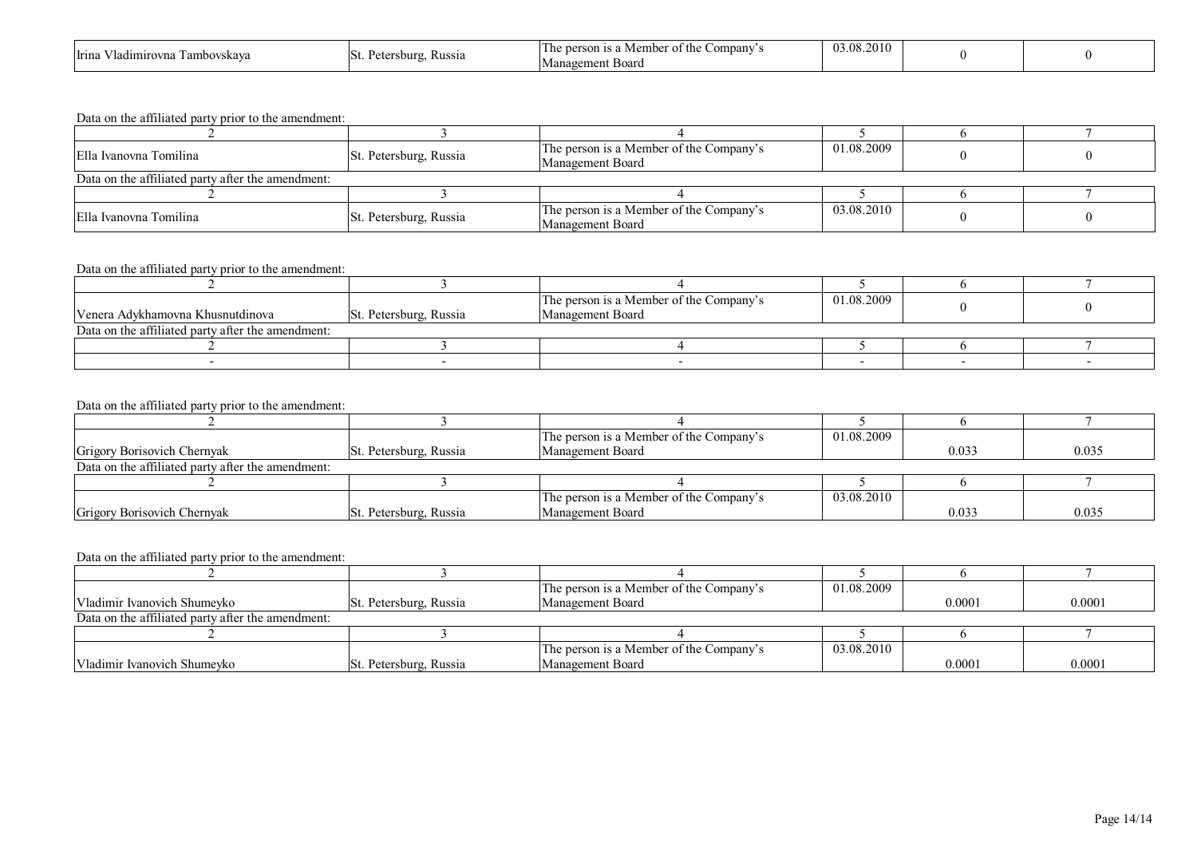| Irina Vladimirovna Tambovskaya | St. Petersburg, Russia | The person is a Member of the Company's Management Board | 03.08.2010 | 0 | 0 |
|---|---|---|---|---|---|

Data on the affiliated party prior to the amendment:

| 2 | 3 | 4 | 5 | 6 | 7 |
|---|---|---|---|---|---|
| Ella Ivanovna Tomilina | St. Petersburg, Russia | The person is a Member of the Company's Management Board | 01.08.2009 | 0 | 0 |

Data on the affiliated party after the amendment:

| 2 | 3 | 4 | 5 | 6 | 7 |
|---|---|---|---|---|---|
| Ella Ivanovna Tomilina | St. Petersburg, Russia | The person is a Member of the Company's Management Board | 03.08.2010 | 0 | 0 |

Data on the affiliated party prior to the amendment:

| 2 | 3 | 4 | 5 | 6 | 7 |
|---|---|---|---|---|---|
| Venera Adykhamovna Khusnutdinova | St. Petersburg, Russia | The person is a Member of the Company's Management Board | 01.08.2009 | 0 | 0 |

Data on the affiliated party after the amendment:

| 2 | 3 | 4 | 5 | 6 | 7 |
|---|---|---|---|---|---|
| - | - | - | - | - | - |

Data on the affiliated party prior to the amendment:

| 2 | 3 | 4 | 5 | 6 | 7 |
|---|---|---|---|---|---|
| Grigory Borisovich Chernyak | St. Petersburg, Russia | The person is a Member of the Company's Management Board | 01.08.2009 | 0.033 | 0.035 |

Data on the affiliated party after the amendment:

| 2 | 3 | 4 | 5 | 6 | 7 |
|---|---|---|---|---|---|
| Grigory Borisovich Chernyak | St. Petersburg, Russia | The person is a Member of the Company's Management Board | 03.08.2010 | 0.033 | 0.035 |

Data on the affiliated party prior to the amendment:

| 2 | 3 | 4 | 5 | 6 | 7 |
|---|---|---|---|---|---|
| Vladimir Ivanovich Shumeyko | St. Petersburg, Russia | The person is a Member of the Company's Management Board | 01.08.2009 | 0.0001 | 0.0001 |

Data on the affiliated party after the amendment:

| 2 | 3 | 4 | 5 | 6 | 7 |
|---|---|---|---|---|---|
| Vladimir Ivanovich Shumeyko | St. Petersburg, Russia | The person is a Member of the Company's Management Board | 03.08.2010 | 0.0001 | 0.0001 |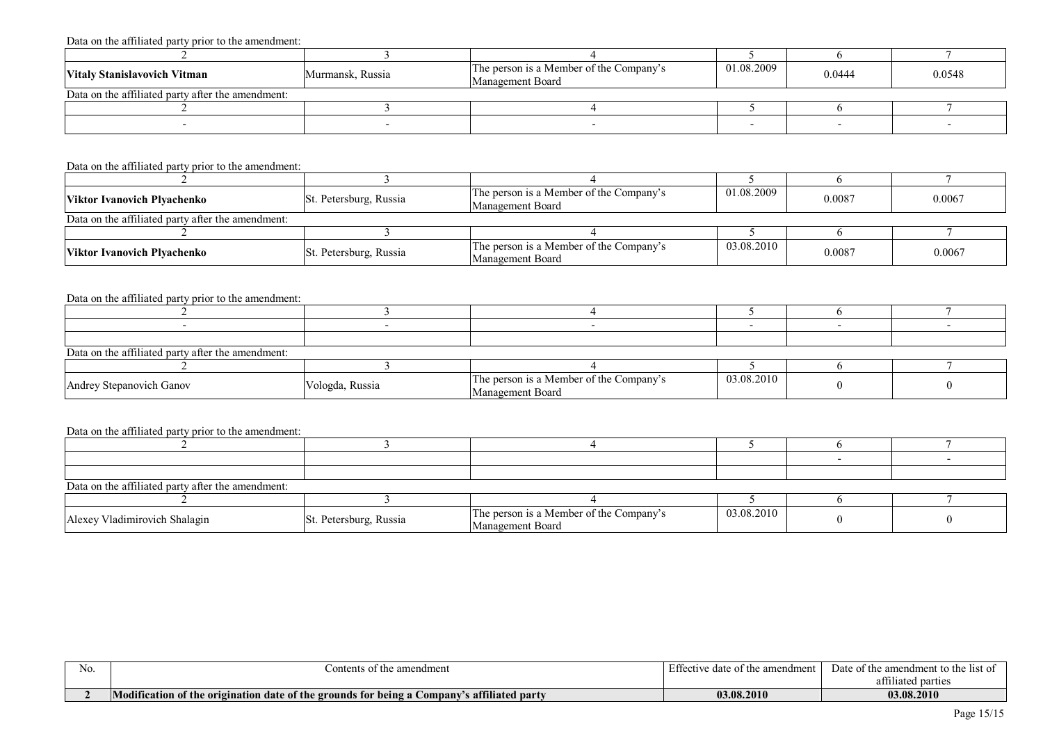Data on the affiliated party prior to the amendment:

| 2 | 3 | 4 | 5 | 6 | 7 |
|---|---|---|---|---|---|
| **Vitaly Stanislavovich Vitman** | Murmansk, Russia | The person is a Member of the Company's Management Board | 01.08.2009 | 0.0444 | 0.0548 |

Data on the affiliated party after the amendment:

| 2 | 3 | 4 | 5 | 6 | 7 |
|---|---|---|---|---|---|
| - | - | - | - | - | - |

Data on the affiliated party prior to the amendment:

| 2 | 3 | 4 | 5 | 6 | 7 |
|---|---|---|---|---|---|
| **Viktor Ivanovich Plyachenko** | St. Petersburg, Russia | The person is a Member of the Company's Management Board | 01.08.2009 | 0.0087 | 0.0067 |

Data on the affiliated party after the amendment:

| 2 | 3 | 4 | 5 | 6 | 7 |
|---|---|---|---|---|---|
| **Viktor Ivanovich Plyachenko** | St. Petersburg, Russia | The person is a Member of the Company's Management Board | 03.08.2010 | 0.0087 | 0.0067 |

Data on the affiliated party prior to the amendment:

| 2 | 3 | 4 | 5 | 6 | 7 |
|---|---|---|---|---|---|
| - | - | - | - | - | - |
| | | | | | |

Data on the affiliated party after the amendment:

| 2 | 3 | 4 | 5 | 6 | 7 |
|---|---|---|---|---|---|
| Andrey Stepanovich Ganov | Vologda, Russia | The person is a Member of the Company's Management Board | 03.08.2010 | 0 | 0 |

Data on the affiliated party prior to the amendment:

| 2 | 3 | 4 | 5 | 6 | 7 |
|---|---|---|---|---|---|
| | | | | - | - |
| | | | | | |

Data on the affiliated party after the amendment:

| 2 | 3 | 4 | 5 | 6 | 7 |
|---|---|---|---|---|---|
| Alexey Vladimirovich Shalagin | St. Petersburg, Russia | The person is a Member of the Company's Management Board | 03.08.2010 | 0 | 0 |

| No. | Contents of the amendment | Effective date of the amendment | Date of the amendment to the list of affiliated parties |
|---|---|---|---|
| **2** | **Modification of the origination date of the grounds for being a Company's affiliated party** | **03.08.2010** | **03.08.2010** |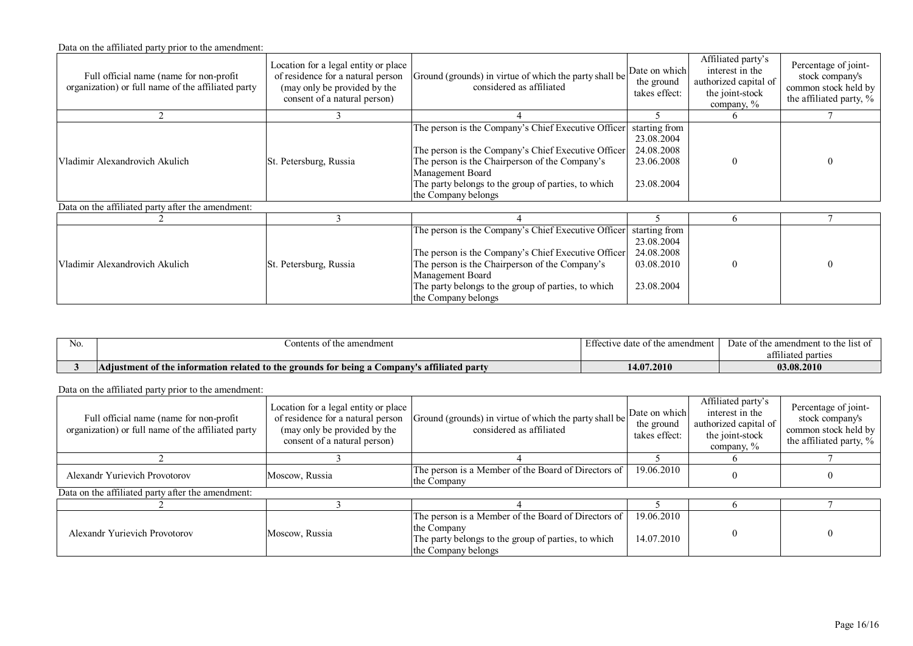Data on the affiliated party prior to the amendment:

| Full official name (name for non-profit organization) or full name of the affiliated party | Location for a legal entity or place of residence for a natural person (may only be provided by the consent of a natural person) | Ground (grounds) in virtue of which the party shall be considered as affiliated | Date on which the ground takes effect: | Affiliated party's interest in the authorized capital of the joint-stock company, % | Percentage of joint-stock company's common stock held by the affiliated party, % |
|---|---|---|---|---|---|
| 2 | 3 | 4 | 5 | 6 | 7 |
| Vladimir Alexandrovich Akulich | St. Petersburg, Russia | The person is the Company's Chief Executive Officer<br><br>The person is the Company's Chief Executive Officer<br>The person is the Chairperson of the Company's Management Board<br>The party belongs to the group of parties, to which the Company belongs | starting from 23.08.2004<br>24.08.2008<br>23.06.2008<br><br>23.08.2004 | 0 | 0 |

Data on the affiliated party after the amendment:

| 2 | 3 | 4 | 5 | 6 | 7 |
|---|---|---|---|---|---|
| Vladimir Alexandrovich Akulich | St. Petersburg, Russia | The person is the Company's Chief Executive Officer<br><br>The person is the Company's Chief Executive Officer<br>The person is the Chairperson of the Company's Management Board<br>The party belongs to the group of parties, to which the Company belongs | starting from 23.08.2004<br>24.08.2008<br>03.08.2010<br><br>23.08.2004 | 0 | 0 |

| No. | Contents of the amendment | Effective date of the amendment | Date of the amendment to the list of affiliated parties |
|---|---|---|---|
| **3** | **Adjustment of the information related to the grounds for being a Company's affiliated party** | **14.07.2010** | **03.08.2010** |

Data on the affiliated party prior to the amendment:

| Full official name (name for non-profit organization) or full name of the affiliated party | Location for a legal entity or place of residence for a natural person (may only be provided by the consent of a natural person) | Ground (grounds) in virtue of which the party shall be considered as affiliated | Date on which the ground takes effect: | Affiliated party's interest in the authorized capital of the joint-stock company, % | Percentage of joint-stock company's common stock held by the affiliated party, % |
|---|---|---|---|---|---|
| 2 | 3 | 4 | 5 | 6 | 7 |
| Alexandr Yurievich Provotorov | Moscow, Russia | The person is a Member of the Board of Directors of the Company | 19.06.2010 | 0 | 0 |

Data on the affiliated party after the amendment:

| 2 | 3 | 4 | 5 | 6 | 7 |
|---|---|---|---|---|---|
| Alexandr Yurievich Provotorov | Moscow, Russia | The person is a Member of the Board of Directors of the Company<br>The party belongs to the group of parties, to which the Company belongs | 19.06.2010<br><br>14.07.2010 | 0 | 0 |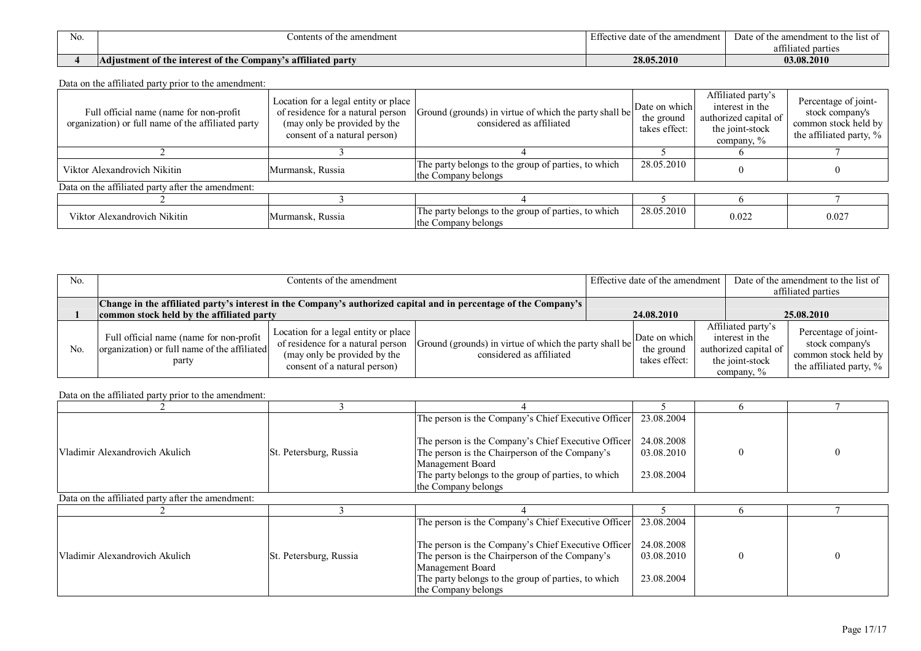| No. | Contents of the amendment | Effective date of the amendment | Date of the amendment to the list of affiliated parties |
|---|---|---|---|
| **4** | **Adjustment of the interest of the Company's affiliated party** | **28.05.2010** | **03.08.2010** |

Data on the affiliated party prior to the amendment:

| Full official name (name for non-profit organization) or full name of the affiliated party | Location for a legal entity or place of residence for a natural person (may only be provided by the consent of a natural person) | Ground (grounds) in virtue of which the party shall be considered as affiliated | Date on which the ground takes effect: | Affiliated party's interest in the authorized capital of the joint-stock company, % | Percentage of joint-stock company's common stock held by the affiliated party, % |
|---|---|---|---|---|---|
| 2 | 3 | 4 | 5 | 6 | 7 |
| Viktor Alexandrovich Nikitin | Murmansk, Russia | The party belongs to the group of parties, to which the Company belongs | 28.05.2010 | 0 | 0 |

Data on the affiliated party after the amendment:

| 2 | 3 | 4 | 5 | 6 | 7 |
|---|---|---|---|---|---|
| Viktor Alexandrovich Nikitin | Murmansk, Russia | The party belongs to the group of parties, to which the Company belongs | 28.05.2010 | 0.022 | 0.027 |

| No. | Contents of the amendment | Effective date of the amendment | Date of the amendment to the list of affiliated parties |
|---|---|---|---|
| **1** | **Change in the affiliated party's interest in the Company's authorized capital and in percentage of the Company's common stock held by the affiliated party** | **24.08.2010** | **25.08.2010** |

| No. | Full official name (name for non-profit organization) or full name of the affiliated party | Location for a legal entity or place of residence for a natural person (may only be provided by the consent of a natural person) | Ground (grounds) in virtue of which the party shall be considered as affiliated | Date on which the ground takes effect: | Affiliated party's interest in the authorized capital of the joint-stock company, % | Percentage of joint-stock company's common stock held by the affiliated party, % |
|---|---|---|---|---|---|---|

Data on the affiliated party prior to the amendment:

| 2 | 3 | 4 | 5 | 6 | 7 |
|---|---|---|---|---|---|
| Vladimir Alexandrovich Akulich | St. Petersburg, Russia | The person is the Company's Chief Executive Officer<br><br>The person is the Company's Chief Executive Officer<br>The person is the Chairperson of the Company's Management Board<br>The party belongs to the group of parties, to which the Company belongs | 23.08.2004<br><br>24.08.2008<br>03.08.2010<br><br>23.08.2004 | 0 | 0 |

Data on the affiliated party after the amendment:

| 2 | 3 | 4 | 5 | 6 | 7 |
|---|---|---|---|---|---|
| Vladimir Alexandrovich Akulich | St. Petersburg, Russia | The person is the Company's Chief Executive Officer<br><br>The person is the Company's Chief Executive Officer<br>The person is the Chairperson of the Company's Management Board<br>The party belongs to the group of parties, to which the Company belongs | 23.08.2004<br><br>24.08.2008<br>03.08.2010<br><br>23.08.2004 | 0 | 0 |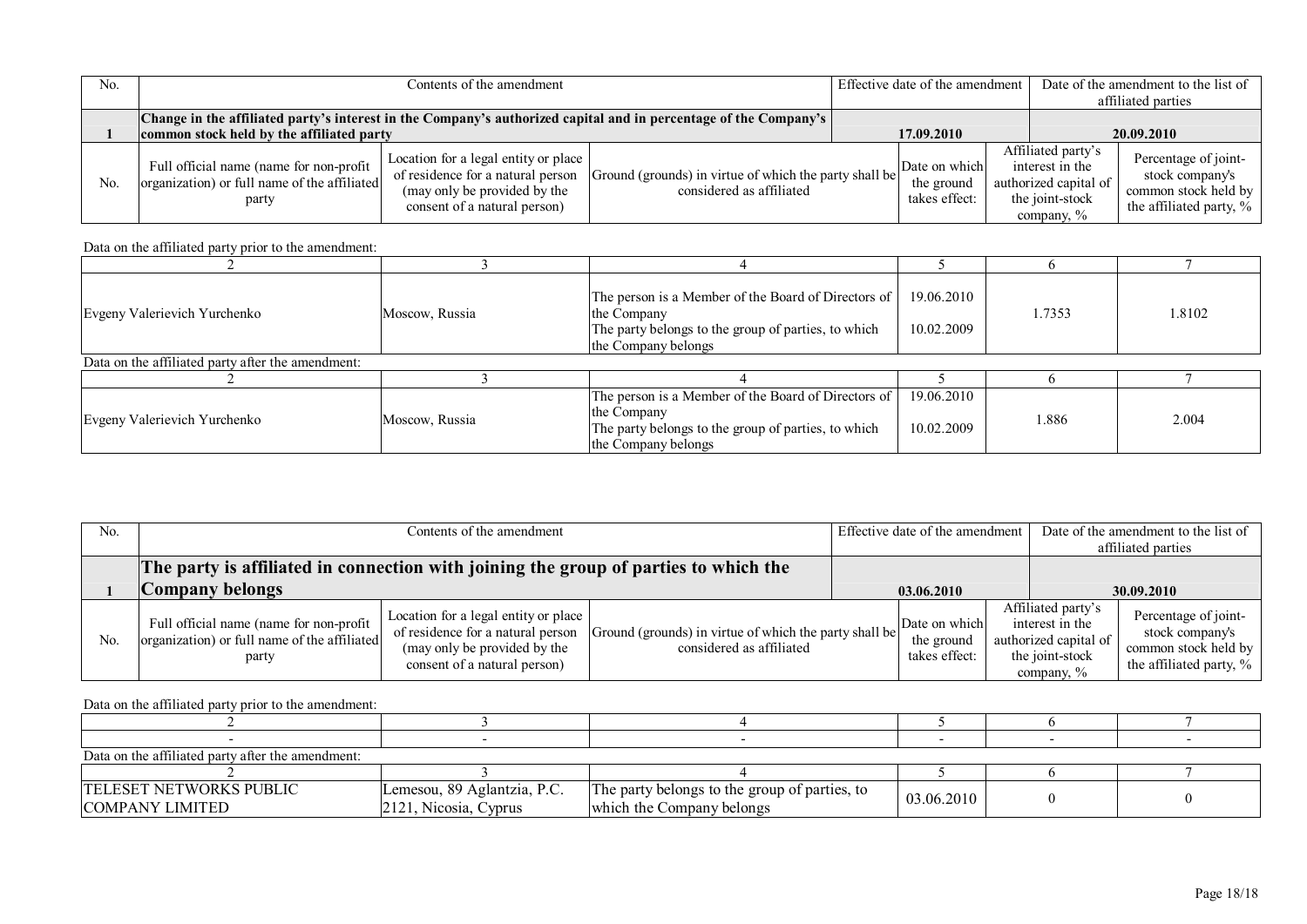| No. | Contents of the amendment | Effective date of the amendment | Date of the amendment to the list of affiliated parties |
|---|---|---|---|
| 1 | **Change in the affiliated party's interest in the Company's authorized capital and in percentage of the Company's common stock held by the affiliated party** | **17.09.2010** | **20.09.2010** |

| No. | Full official name (name for non-profit organization) or full name of the affiliated party | Location for a legal entity or place of residence for a natural person (may only be provided by the consent of a natural person) | Ground (grounds) in virtue of which the party shall be considered as affiliated | Date on which the ground takes effect: | Affiliated party's interest in the authorized capital of the joint-stock company, % | Percentage of joint-stock company's common stock held by the affiliated party, % |
|---|---|---|---|---|---|---|

Data on the affiliated party prior to the amendment:

| 2 | 3 | 4 | 5 | 6 | 7 |
|---|---|---|---|---|---|
| Evgeny Valerievich Yurchenko | Moscow, Russia | The person is a Member of the Board of Directors of the Company<br>The party belongs to the group of parties, to which the Company belongs | 19.06.2010<br>10.02.2009 | 1.7353 | 1.8102 |

Data on the affiliated party after the amendment:

| 2 | 3 | 4 | 5 | 6 | 7 |
|---|---|---|---|---|---|
| Evgeny Valerievich Yurchenko | Moscow, Russia | The person is a Member of the Board of Directors of the Company<br>The party belongs to the group of parties, to which the Company belongs | 19.06.2010<br>10.02.2009 | 1.886 | 2.004 |

| No. | Contents of the amendment | Effective date of the amendment | Date of the amendment to the list of affiliated parties |
|---|---|---|---|
| 1 | **The party is affiliated in connection with joining the group of parties to which the Company belongs** | **03.06.2010** | **30.09.2010** |

| No. | Full official name (name for non-profit organization) or full name of the affiliated party | Location for a legal entity or place of residence for a natural person (may only be provided by the consent of a natural person) | Ground (grounds) in virtue of which the party shall be considered as affiliated | Date on which the ground takes effect: | Affiliated party's interest in the authorized capital of the joint-stock company, % | Percentage of joint-stock company's common stock held by the affiliated party, % |
|---|---|---|---|---|---|---|

Data on the affiliated party prior to the amendment:

| 2 | 3 | 4 | 5 | 6 | 7 |
|---|---|---|---|---|---|
| - | - | - | - | - | - |

Data on the affiliated party after the amendment:

| 2 | 3 | 4 | 5 | 6 | 7 |
|---|---|---|---|---|---|
| TELESET NETWORKS PUBLIC COMPANY LIMITED | Lemesou, 89 Aglantzia, P.C. 2121, Nicosia, Cyprus | The party belongs to the group of parties, to which the Company belongs | 03.06.2010 | 0 | 0 |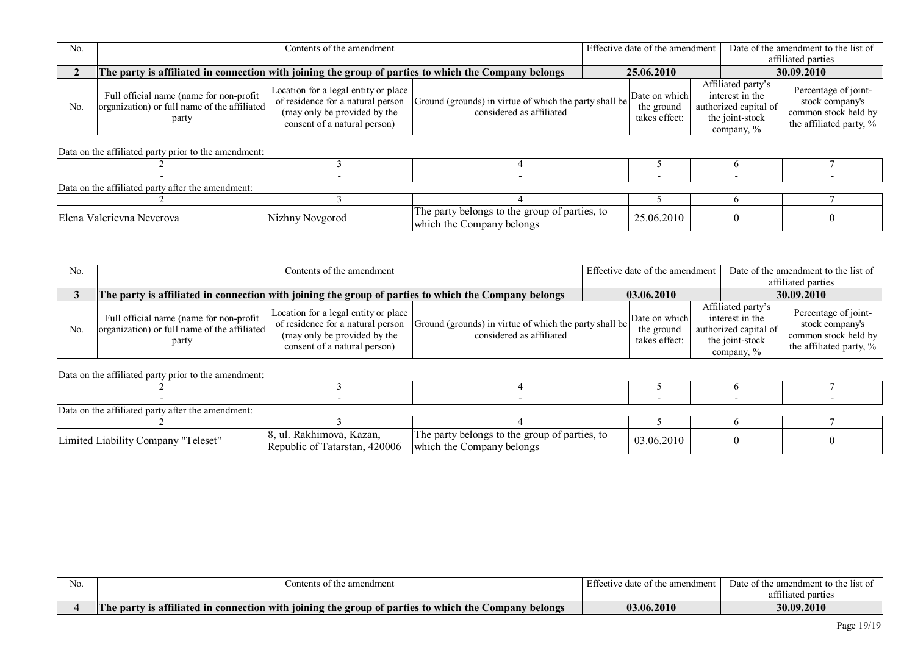| No. | Contents of the amendment | Effective date of the amendment | Date of the amendment to the list of affiliated parties |
|---|---|---|---|
| **2** | **The party is affiliated in connection with joining the group of parties to which the Company belongs** | **25.06.2010** | **30.09.2010** |

| No. | Full official name (name for non-profit organization) or full name of the affiliated party | Location for a legal entity or place of residence for a natural person (may only be provided by the consent of a natural person) | Ground (grounds) in virtue of which the party shall be considered as affiliated | Date on which the ground takes effect: | Affiliated party's interest in the authorized capital of the joint-stock company, % | Percentage of joint-stock company's common stock held by the affiliated party, % |
|---|---|---|---|---|---|---|

Data on the affiliated party prior to the amendment:

| 2 | 3 | 4 | 5 | 6 | 7 |
|---|---|---|---|---|---|
| - | - | - | - | - | - |

Data on the affiliated party after the amendment:

| 2 | 3 | 4 | 5 | 6 | 7 |
|---|---|---|---|---|---|
| Elena Valerievna Neverova | Nizhny Novgorod | The party belongs to the group of parties, to which the Company belongs | 25.06.2010 | 0 | 0 |

| No. | Contents of the amendment | Effective date of the amendment | Date of the amendment to the list of affiliated parties |
|---|---|---|---|
| **3** | **The party is affiliated in connection with joining the group of parties to which the Company belongs** | **03.06.2010** | **30.09.2010** |

| No. | Full official name (name for non-profit organization) or full name of the affiliated party | Location for a legal entity or place of residence for a natural person (may only be provided by the consent of a natural person) | Ground (grounds) in virtue of which the party shall be considered as affiliated | Date on which the ground takes effect: | Affiliated party's interest in the authorized capital of the joint-stock company, % | Percentage of joint-stock company's common stock held by the affiliated party, % |
|---|---|---|---|---|---|---|

Data on the affiliated party prior to the amendment:

| 2 | 3 | 4 | 5 | 6 | 7 |
|---|---|---|---|---|---|
| - | - | - | - | - | - |

Data on the affiliated party after the amendment:

| 2 | 3 | 4 | 5 | 6 | 7 |
|---|---|---|---|---|---|
| Limited Liability Company "Teleset" | 8, ul. Rakhimova, Kazan, Republic of Tatarstan, 420006 | The party belongs to the group of parties, to which the Company belongs | 03.06.2010 | 0 | 0 |

| No. | Contents of the amendment | Effective date of the amendment | Date of the amendment to the list of affiliated parties |
|---|---|---|---|
| **4** | **The party is affiliated in connection with joining the group of parties to which the Company belongs** | **03.06.2010** | **30.09.2010** |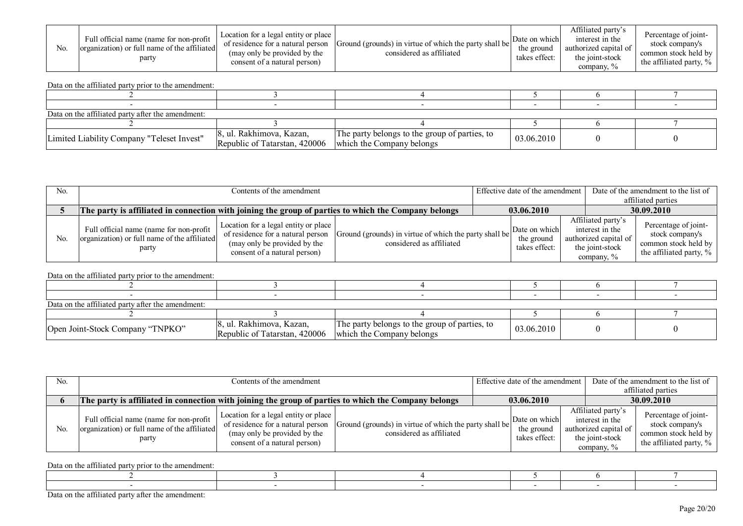| No. | Full official name (name for non-profit organization) or full name of the affiliated party | Location for a legal entity or place of residence for a natural person (may only be provided by the consent of a natural person) | Ground (grounds) in virtue of which the party shall be considered as affiliated | Date on which the ground takes effect: | Affiliated party's interest in the authorized capital of the joint-stock company, % | Percentage of joint-stock company's common stock held by the affiliated party, % |
|---|---|---|---|---|---|---|

Data on the affiliated party prior to the amendment:

| 2 | 3 | 4 | 5 | 6 | 7 |
|---|---|---|---|---|---|
| - | - | - | - | - | - |

Data on the affiliated party after the amendment:

| 2 | 3 | 4 | 5 | 6 | 7 |
|---|---|---|---|---|---|
| Limited Liability Company "Teleset Invest" | 8, ul. Rakhimova, Kazan, Republic of Tatarstan, 420006 | The party belongs to the group of parties, to which the Company belongs | 03.06.2010 | 0 | 0 |

| No. | Contents of the amendment | Effective date of the amendment | Date of the amendment to the list of affiliated parties |
|---|---|---|---|
| **5** | **The party is affiliated in connection with joining the group of parties to which the Company belongs** | **03.06.2010** | **30.09.2010** |

| No. | Full official name (name for non-profit organization) or full name of the affiliated party | Location for a legal entity or place of residence for a natural person (may only be provided by the consent of a natural person) | Ground (grounds) in virtue of which the party shall be considered as affiliated | Date on which the ground takes effect: | Affiliated party's interest in the authorized capital of the joint-stock company, % | Percentage of joint-stock company's common stock held by the affiliated party, % |
|---|---|---|---|---|---|---|

Data on the affiliated party prior to the amendment:

| 2 | 3 | 4 | 5 | 6 | 7 |
|---|---|---|---|---|---|
| - | - | - | - | - | - |

Data on the affiliated party after the amendment:

| 2 | 3 | 4 | 5 | 6 | 7 |
|---|---|---|---|---|---|
| Open Joint-Stock Company "TNPKO" | 8, ul. Rakhimova, Kazan, Republic of Tatarstan, 420006 | The party belongs to the group of parties, to which the Company belongs | 03.06.2010 | 0 | 0 |

| No. | Contents of the amendment | Effective date of the amendment | Date of the amendment to the list of affiliated parties |
|---|---|---|---|
| **6** | **The party is affiliated in connection with joining the group of parties to which the Company belongs** | **03.06.2010** | **30.09.2010** |

| No. | Full official name (name for non-profit organization) or full name of the affiliated party | Location for a legal entity or place of residence for a natural person (may only be provided by the consent of a natural person) | Ground (grounds) in virtue of which the party shall be considered as affiliated | Date on which the ground takes effect: | Affiliated party's interest in the authorized capital of the joint-stock company, % | Percentage of joint-stock company's common stock held by the affiliated party, % |
|---|---|---|---|---|---|---|

Data on the affiliated party prior to the amendment:

| 2 | 3 | 4 | 5 | 6 | 7 |
|---|---|---|---|---|---|
| - | - | - | - | - | - |

Data on the affiliated party after the amendment: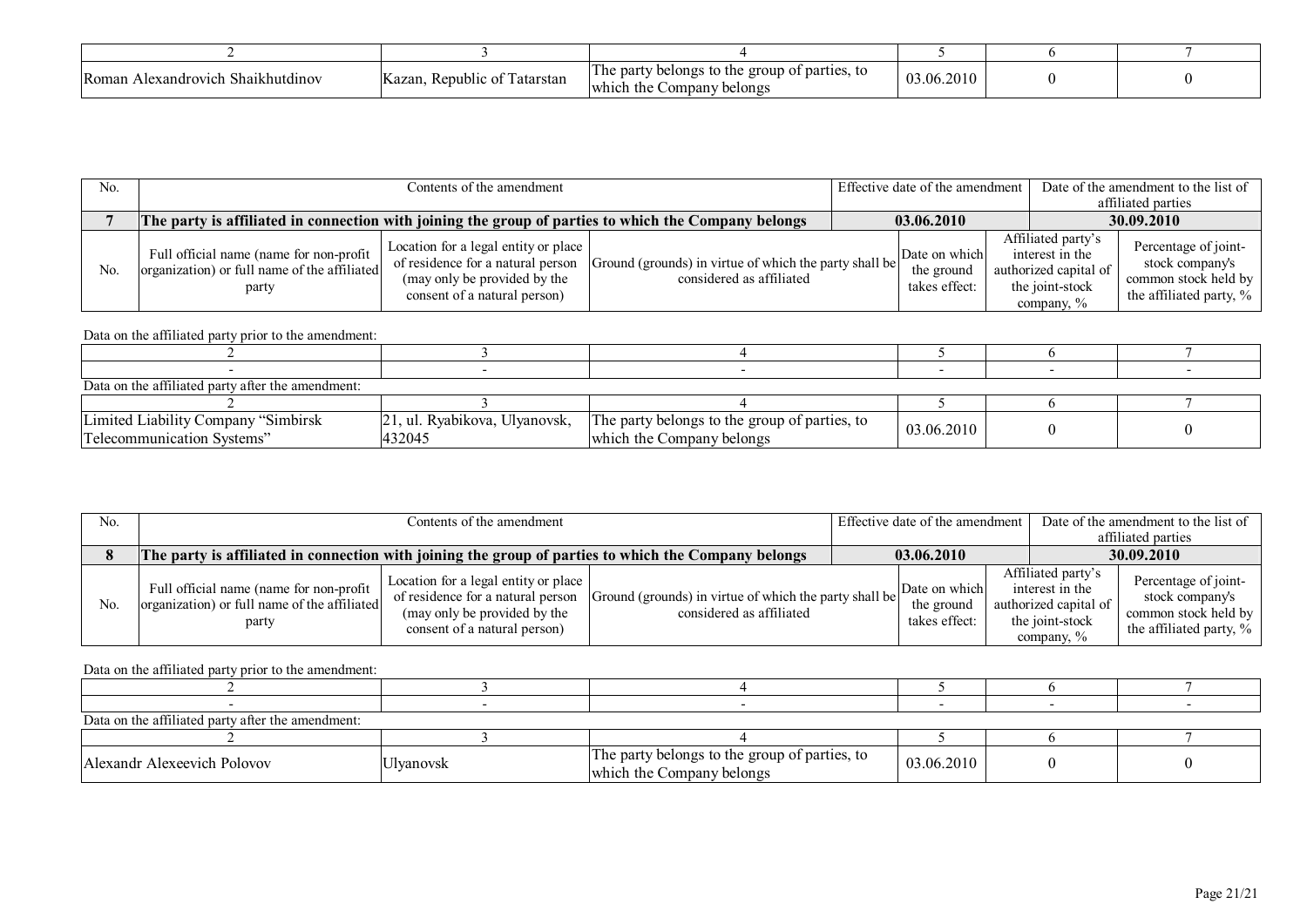| 2 | 3 | 4 | 5 | 6 | 7 |
|---|---|---|---|---|---|
| Roman Alexandrovich Shaikhutdinov | Kazan, Republic of Tatarstan | The party belongs to the group of parties, to which the Company belongs | 03.06.2010 | 0 | 0 |

| No. | Contents of the amendment | | | Effective date of the amendment | | Date of the amendment to the list of affiliated parties |
|---|---|---|---|---|---|---|
| **7** | **The party is affiliated in connection with joining the group of parties to which the Company belongs** | | | **03.06.2010** | | **30.09.2010** |
| No. | Full official name (name for non-profit organization) or full name of the affiliated party | Location for a legal entity or place of residence for a natural person (may only be provided by the consent of a natural person) | Ground (grounds) in virtue of which the party shall be considered as affiliated | Date on which the ground takes effect: | Affiliated party's interest in the authorized capital of the joint-stock company, % | Percentage of joint-stock company's common stock held by the affiliated party, % |

Data on the affiliated party prior to the amendment:

| 2 | 3 | 4 | 5 | 6 | 7 |
|---|---|---|---|---|---|
| - | - | - | - | - | - |

Data on the affiliated party after the amendment:

| 2 | 3 | 4 | 5 | 6 | 7 |
|---|---|---|---|---|---|
| Limited Liability Company "Simbirsk Telecommunication Systems" | 21, ul. Ryabikova, Ulyanovsk, 432045 | The party belongs to the group of parties, to which the Company belongs | 03.06.2010 | 0 | 0 |

| No. | Contents of the amendment | | | Effective date of the amendment | | Date of the amendment to the list of affiliated parties |
|---|---|---|---|---|---|---|
| **8** | **The party is affiliated in connection with joining the group of parties to which the Company belongs** | | | **03.06.2010** | | **30.09.2010** |
| No. | Full official name (name for non-profit organization) or full name of the affiliated party | Location for a legal entity or place of residence for a natural person (may only be provided by the consent of a natural person) | Ground (grounds) in virtue of which the party shall be considered as affiliated | Date on which the ground takes effect: | Affiliated party's interest in the authorized capital of the joint-stock company, % | Percentage of joint-stock company's common stock held by the affiliated party, % |

Data on the affiliated party prior to the amendment:

| 2 | 3 | 4 | 5 | 6 | 7 |
|---|---|---|---|---|---|
| - | - | - | - | - | - |

Data on the affiliated party after the amendment:

| 2 | 3 | 4 | 5 | 6 | 7 |
|---|---|---|---|---|---|
| Alexandr Alexeevich Polovov | Ulyanovsk | The party belongs to the group of parties, to which the Company belongs | 03.06.2010 | 0 | 0 |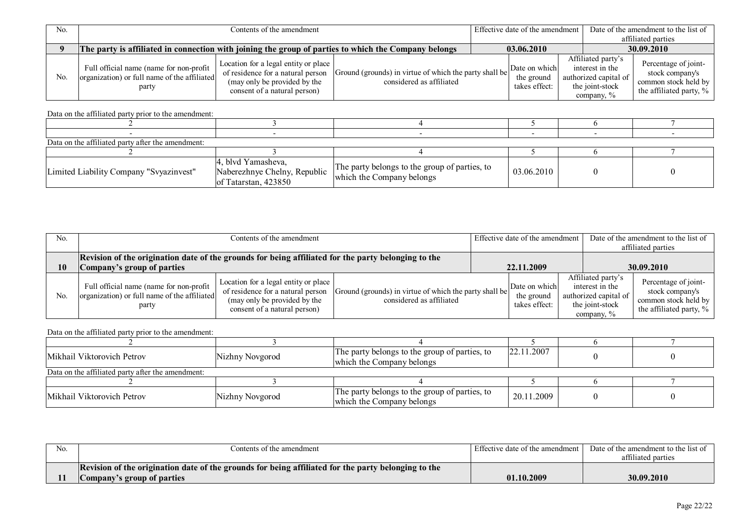| No. | Contents of the amendment | Effective date of the amendment | Date of the amendment to the list of affiliated parties |
|---|---|---|---|
| **9** | **The party is affiliated in connection with joining the group of parties to which the Company belongs** | **03.06.2010** | **30.09.2010** |

| No. | Full official name (name for non-profit organization) or full name of the affiliated party | Location for a legal entity or place of residence for a natural person (may only be provided by the consent of a natural person) | Ground (grounds) in virtue of which the party shall be considered as affiliated | Date on which the ground takes effect: | Affiliated party's interest in the authorized capital of the joint-stock company, % | Percentage of joint-stock company's common stock held by the affiliated party, % |
|---|---|---|---|---|---|---|

Data on the affiliated party prior to the amendment:

| 2 | 3 | 4 | 5 | 6 | 7 |
|---|---|---|---|---|---|
| - | - | - | - | - | - |

Data on the affiliated party after the amendment:

| 2 | 3 | 4 | 5 | 6 | 7 |
|---|---|---|---|---|---|
| Limited Liability Company "Svyazinvest" | 4, blvd Yamasheva, Naberezhnye Chelny, Republic of Tatarstan, 423850 | The party belongs to the group of parties, to which the Company belongs | 03.06.2010 | 0 | 0 |

| No. | Contents of the amendment | Effective date of the amendment | Date of the amendment to the list of affiliated parties |
|---|---|---|---|
| **10** | **Revision of the origination date of the grounds for being affiliated for the party belonging to the Company's group of parties** | **22.11.2009** | **30.09.2010** |

| No. | Full official name (name for non-profit organization) or full name of the affiliated party | Location for a legal entity or place of residence for a natural person (may only be provided by the consent of a natural person) | Ground (grounds) in virtue of which the party shall be considered as affiliated | Date on which the ground takes effect: | Affiliated party's interest in the authorized capital of the joint-stock company, % | Percentage of joint-stock company's common stock held by the affiliated party, % |
|---|---|---|---|---|---|---|

Data on the affiliated party prior to the amendment:

| 2 | 3 | 4 | 5 | 6 | 7 |
|---|---|---|---|---|---|
| Mikhail Viktorovich Petrov | Nizhny Novgorod | The party belongs to the group of parties, to which the Company belongs | 22.11.2007 | 0 | 0 |

Data on the affiliated party after the amendment:

| 2 | 3 | 4 | 5 | 6 | 7 |
|---|---|---|---|---|---|
| Mikhail Viktorovich Petrov | Nizhny Novgorod | The party belongs to the group of parties, to which the Company belongs | 20.11.2009 | 0 | 0 |

| No. | Contents of the amendment | Effective date of the amendment | Date of the amendment to the list of affiliated parties |
|---|---|---|---|
| **11** | **Revision of the origination date of the grounds for being affiliated for the party belonging to the Company's group of parties** | **01.10.2009** | **30.09.2010** |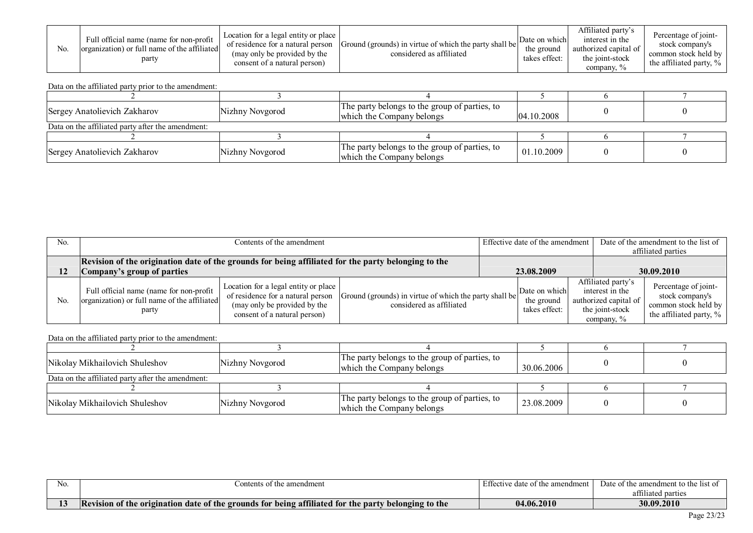| No. | Full official name (name for non-profit organization) or full name of the affiliated party | Location for a legal entity or place of residence for a natural person (may only be provided by the consent of a natural person) | Ground (grounds) in virtue of which the party shall be considered as affiliated | Date on which the ground takes effect: | Affiliated party's interest in the authorized capital of the joint-stock company, % | Percentage of joint-stock company's common stock held by the affiliated party, % |
|---|---|---|---|---|---|---|

Data on the affiliated party prior to the amendment:

| 2 | 3 | 4 | 5 | 6 | 7 |
|---|---|---|---|---|---|
| Sergey Anatolievich Zakharov | Nizhny Novgorod | The party belongs to the group of parties, to which the Company belongs | 04.10.2008 | 0 | 0 |

Data on the affiliated party after the amendment:

| 2 | 3 | 4 | 5 | 6 | 7 |
|---|---|---|---|---|---|
| Sergey Anatolievich Zakharov | Nizhny Novgorod | The party belongs to the group of parties, to which the Company belongs | 01.10.2009 | 0 | 0 |

| No. | Contents of the amendment | Effective date of the amendment | Date of the amendment to the list of affiliated parties |
|---|---|---|---|
| **12** | **Revision of the origination date of the grounds for being affiliated for the party belonging to the Company's group of parties** | **23.08.2009** | **30.09.2010** |

| No. | Full official name (name for non-profit organization) or full name of the affiliated party | Location for a legal entity or place of residence for a natural person (may only be provided by the consent of a natural person) | Ground (grounds) in virtue of which the party shall be considered as affiliated | Date on which the ground takes effect: | Affiliated party's interest in the authorized capital of the joint-stock company, % | Percentage of joint-stock company's common stock held by the affiliated party, % |
|---|---|---|---|---|---|---|

Data on the affiliated party prior to the amendment:

| 2 | 3 | 4 | 5 | 6 | 7 |
|---|---|---|---|---|---|
| Nikolay Mikhailovich Shuleshov | Nizhny Novgorod | The party belongs to the group of parties, to which the Company belongs | 30.06.2006 | 0 | 0 |

Data on the affiliated party after the amendment:

| 2 | 3 | 4 | 5 | 6 | 7 |
|---|---|---|---|---|---|
| Nikolay Mikhailovich Shuleshov | Nizhny Novgorod | The party belongs to the group of parties, to which the Company belongs | 23.08.2009 | 0 | 0 |

| No. | Contents of the amendment | Effective date of the amendment | Date of the amendment to the list of affiliated parties |
|---|---|---|---|
| **13** | **Revision of the origination date of the grounds for being affiliated for the party belonging to the** | **04.06.2010** | **30.09.2010** |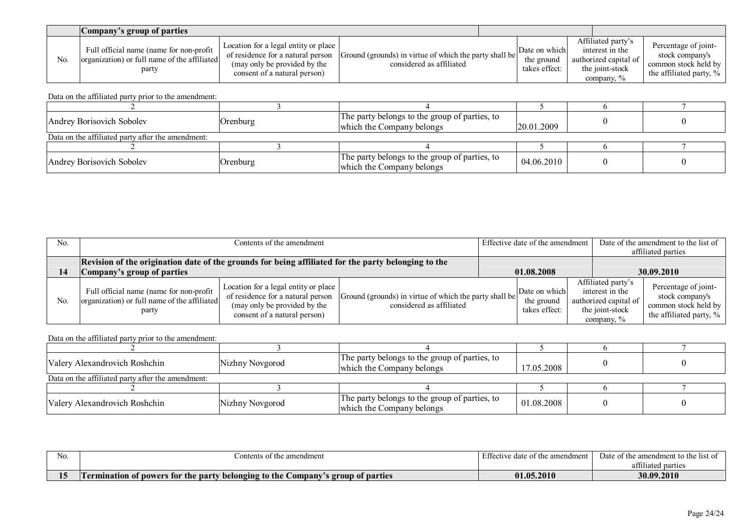| No. | Contents of the amendment | Effective date of the amendment | Date of the amendment to the list of affiliated parties |
|---|---|---|---|
| | **Company's group of parties** | | |

| No. | Full official name (name for non-profit organization) or full name of the affiliated party | Location for a legal entity or place of residence for a natural person (may only be provided by the consent of a natural person) | Ground (grounds) in virtue of which the party shall be considered as affiliated | Date on which the ground takes effect: | Affiliated party's interest in the authorized capital of the joint-stock company, % | Percentage of joint-stock company's common stock held by the affiliated party, % |
|---|---|---|---|---|---|---|

Data on the affiliated party prior to the amendment:

| 2 | 3 | 4 | 5 | 6 | 7 |
|---|---|---|---|---|---|
| Andrey Borisovich Sobolev | Orenburg | The party belongs to the group of parties, to which the Company belongs | 20.01.2009 | 0 | 0 |

Data on the affiliated party after the amendment:

| 2 | 3 | 4 | 5 | 6 | 7 |
|---|---|---|---|---|---|
| Andrey Borisovich Sobolev | Orenburg | The party belongs to the group of parties, to which the Company belongs | 04.06.2010 | 0 | 0 |

| No. | Contents of the amendment | Effective date of the amendment | Date of the amendment to the list of affiliated parties |
|---|---|---|---|
| **14** | **Revision of the origination date of the grounds for being affiliated for the party belonging to the Company's group of parties** | **01.08.2008** | **30.09.2010** |

| No. | Full official name (name for non-profit organization) or full name of the affiliated party | Location for a legal entity or place of residence for a natural person (may only be provided by the consent of a natural person) | Ground (grounds) in virtue of which the party shall be considered as affiliated | Date on which the ground takes effect: | Affiliated party's interest in the authorized capital of the joint-stock company, % | Percentage of joint-stock company's common stock held by the affiliated party, % |
|---|---|---|---|---|---|---|

Data on the affiliated party prior to the amendment:

| 2 | 3 | 4 | 5 | 6 | 7 |
|---|---|---|---|---|---|
| Valery Alexandrovich Roshchin | Nizhny Novgorod | The party belongs to the group of parties, to which the Company belongs | 17.05.2008 | 0 | 0 |

Data on the affiliated party after the amendment:

| 2 | 3 | 4 | 5 | 6 | 7 |
|---|---|---|---|---|---|
| Valery Alexandrovich Roshchin | Nizhny Novgorod | The party belongs to the group of parties, to which the Company belongs | 01.08.2008 | 0 | 0 |

| No. | Contents of the amendment | Effective date of the amendment | Date of the amendment to the list of affiliated parties |
|---|---|---|---|
| **15** | **Termination of powers for the party belonging to the Company's group of parties** | **01.05.2010** | **30.09.2010** |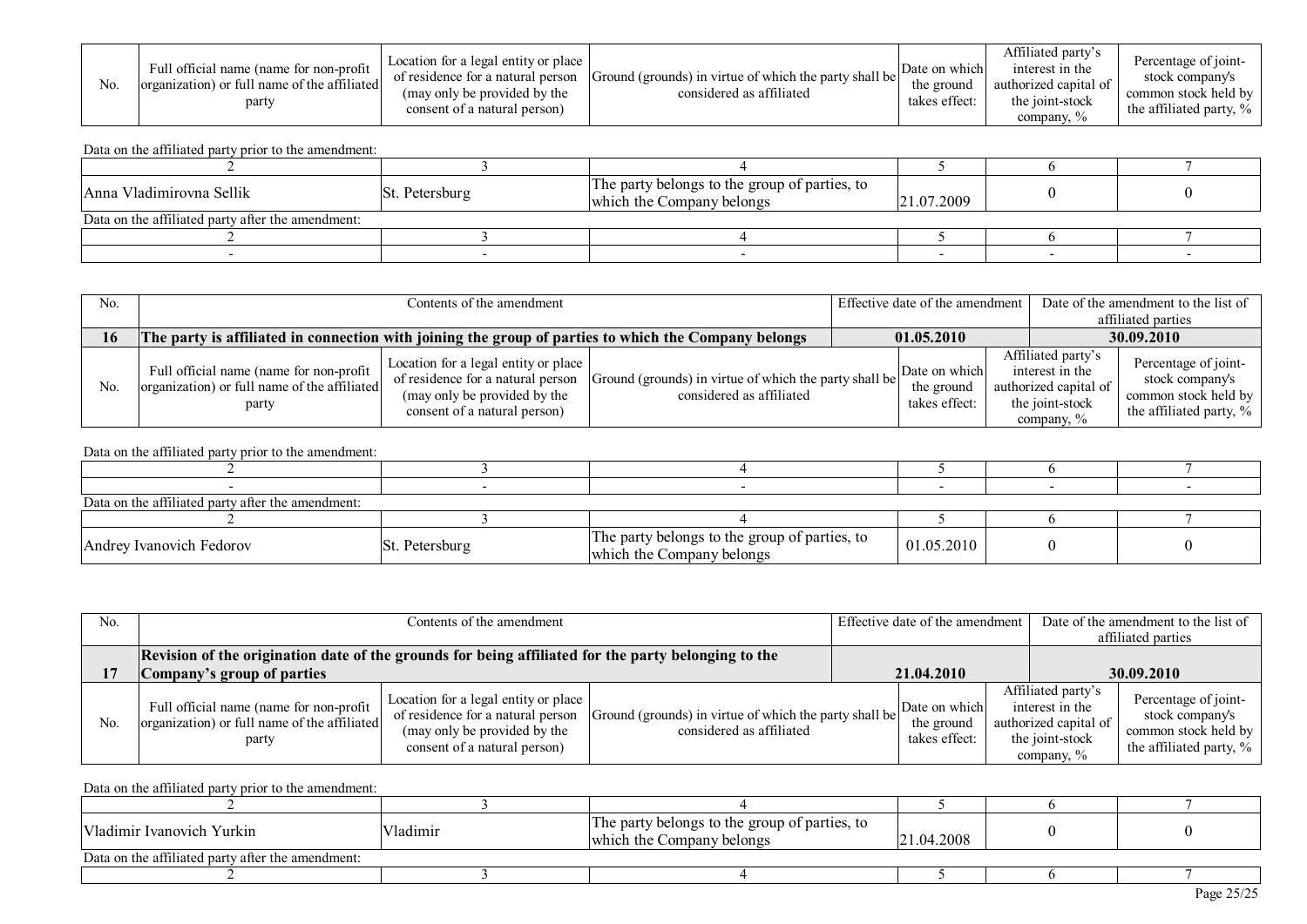| No. | Full official name (name for non-profit organization) or full name of the affiliated party | Location for a legal entity or place of residence for a natural person (may only be provided by the consent of a natural person) | Ground (grounds) in virtue of which the party shall be considered as affiliated | Date on which the ground takes effect: | Affiliated party's interest in the authorized capital of the joint-stock company, % | Percentage of joint-stock company's common stock held by the affiliated party, % |
|---|---|---|---|---|---|---|

Data on the affiliated party prior to the amendment:

| 2 | 3 | 4 | 5 | 6 | 7 |
|---|---|---|---|---|---|
| Anna Vladimirovna Sellik | St. Petersburg | The party belongs to the group of parties, to which the Company belongs | 21.07.2009 | 0 | 0 |

Data on the affiliated party after the amendment:

| 2 | 3 | 4 | 5 | 6 | 7 |
|---|---|---|---|---|---|
| - | - | - | - | - | - |

| No. | Contents of the amendment | Effective date of the amendment | Date of the amendment to the list of affiliated parties |
|---|---|---|---|
| **16** | **The party is affiliated in connection with joining the group of parties to which the Company belongs** | **01.05.2010** | **30.09.2010** |

| No. | Full official name (name for non-profit organization) or full name of the affiliated party | Location for a legal entity or place of residence for a natural person (may only be provided by the consent of a natural person) | Ground (grounds) in virtue of which the party shall be considered as affiliated | Date on which the ground takes effect: | Affiliated party's interest in the authorized capital of the joint-stock company, % | Percentage of joint-stock company's common stock held by the affiliated party, % |
|---|---|---|---|---|---|---|

Data on the affiliated party prior to the amendment:

| 2 | 3 | 4 | 5 | 6 | 7 |
|---|---|---|---|---|---|
| - | - | - | - | - | - |

Data on the affiliated party after the amendment:

| 2 | 3 | 4 | 5 | 6 | 7 |
|---|---|---|---|---|---|
| Andrey Ivanovich Fedorov | St. Petersburg | The party belongs to the group of parties, to which the Company belongs | 01.05.2010 | 0 | 0 |

| No. | Contents of the amendment | Effective date of the amendment | Date of the amendment to the list of affiliated parties |
|---|---|---|---|
| **17** | **Revision of the origination date of the grounds for being affiliated for the party belonging to the Company's group of parties** | **21.04.2010** | **30.09.2010** |

| No. | Full official name (name for non-profit organization) or full name of the affiliated party | Location for a legal entity or place of residence for a natural person (may only be provided by the consent of a natural person) | Ground (grounds) in virtue of which the party shall be considered as affiliated | Date on which the ground takes effect: | Affiliated party's interest in the authorized capital of the joint-stock company, % | Percentage of joint-stock company's common stock held by the affiliated party, % |
|---|---|---|---|---|---|---|

Data on the affiliated party prior to the amendment:

| 2 | 3 | 4 | 5 | 6 | 7 |
|---|---|---|---|---|---|
| Vladimir Ivanovich Yurkin | Vladimir | The party belongs to the group of parties, to which the Company belongs | 21.04.2008 | 0 | 0 |

Data on the affiliated party after the amendment:

| 2 | 3 | 4 | 5 | 6 | 7 |
|---|---|---|---|---|---|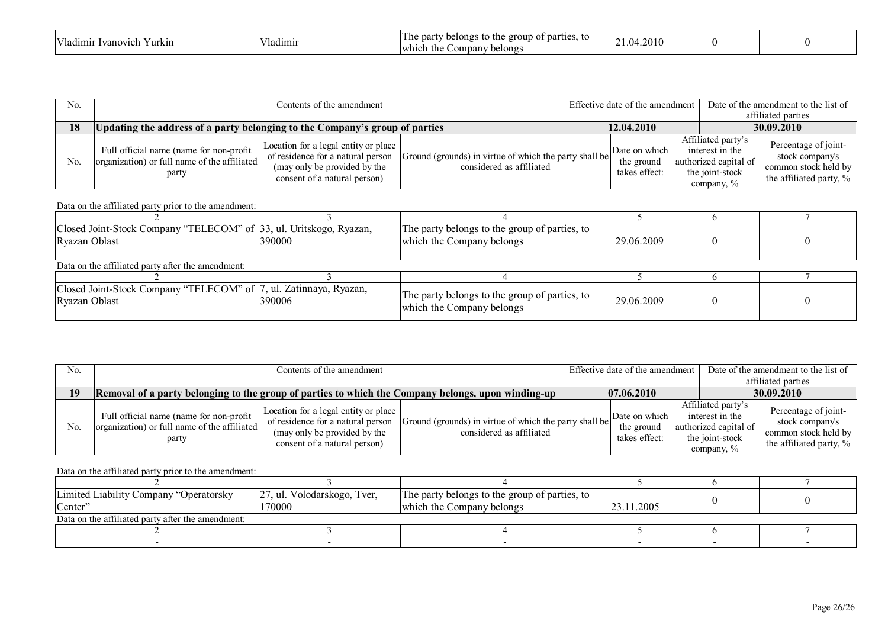| | | | | | |
|---|---|---|---|---|---|
| Vladimir Ivanovich Yurkin | Vladimir | The party belongs to the group of parties, to which the Company belongs | 21.04.2010 | 0 | 0 |

| No. | Contents of the amendment | | | Effective date of the amendment | | Date of the amendment to the list of affiliated parties |
|---|---|---|---|---|---|---|
| **18** | **Updating the address of a party belonging to the Company's group of parties** | | | **12.04.2010** | | **30.09.2010** |
| No. | Full official name (name for non-profit organization) or full name of the affiliated party | Location for a legal entity or place of residence for a natural person (may only be provided by the consent of a natural person) | Ground (grounds) in virtue of which the party shall be considered as affiliated | Date on which the ground takes effect: | Affiliated party's interest in the authorized capital of the joint-stock company, % | Percentage of joint-stock company's common stock held by the affiliated party, % |

Data on the affiliated party prior to the amendment:

| 2 | 3 | 4 | 5 | 6 | 7 |
|---|---|---|---|---|---|
| Closed Joint-Stock Company "TELECOM" of Ryazan Oblast | 33, ul. Uritskogo, Ryazan, 390000 | The party belongs to the group of parties, to which the Company belongs | 29.06.2009 | 0 | 0 |

Data on the affiliated party after the amendment:

| 2 | 3 | 4 | 5 | 6 | 7 |
|---|---|---|---|---|---|
| Closed Joint-Stock Company "TELECOM" of Ryazan Oblast | 7, ul. Zatinnaya, Ryazan, 390006 | The party belongs to the group of parties, to which the Company belongs | 29.06.2009 | 0 | 0 |

| No. | Contents of the amendment | | | Effective date of the amendment | | Date of the amendment to the list of affiliated parties |
|---|---|---|---|---|---|---|
| **19** | **Removal of a party belonging to the group of parties to which the Company belongs, upon winding-up** | | | **07.06.2010** | | **30.09.2010** |
| No. | Full official name (name for non-profit organization) or full name of the affiliated party | Location for a legal entity or place of residence for a natural person (may only be provided by the consent of a natural person) | Ground (grounds) in virtue of which the party shall be considered as affiliated | Date on which the ground takes effect: | Affiliated party's interest in the authorized capital of the joint-stock company, % | Percentage of joint-stock company's common stock held by the affiliated party, % |

Data on the affiliated party prior to the amendment:

| 2 | 3 | 4 | 5 | 6 | 7 |
|---|---|---|---|---|---|
| Limited Liability Company "Operatorsky Center" | 27, ul. Volodarskogo, Tver, 170000 | The party belongs to the group of parties, to which the Company belongs | 23.11.2005 | 0 | 0 |

Data on the affiliated party after the amendment:

| 2 | 3 | 4 | 5 | 6 | 7 |
|---|---|---|---|---|---|
| - | - | - | - | - | - |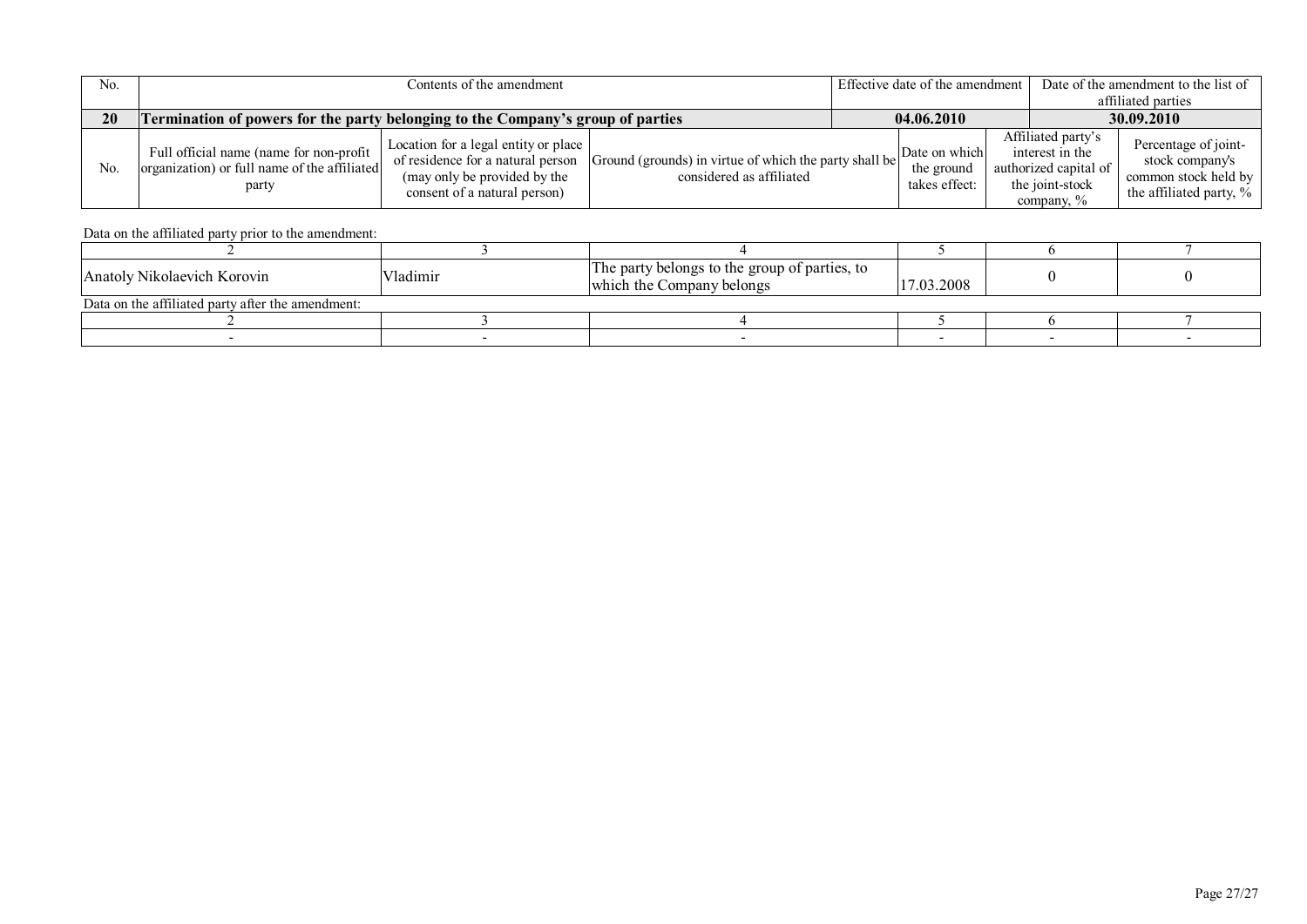| No. | Contents of the amendment | Effective date of the amendment | Date of the amendment to the list of affiliated parties |
|---|---|---|---|
| **20** | **Termination of powers for the party belonging to the Company's group of parties** | **04.06.2010** | **30.09.2010** |

| No. | Full official name (name for non-profit organization) or full name of the affiliated party | Location for a legal entity or place of residence for a natural person (may only be provided by the consent of a natural person) | Ground (grounds) in virtue of which the party shall be considered as affiliated | Date on which the ground takes effect: | Affiliated party's interest in the authorized capital of the joint-stock company, % | Percentage of joint-stock company's common stock held by the affiliated party, % |
|---|---|---|---|---|---|---|

Data on the affiliated party prior to the amendment:

| 2 | 3 | 4 | 5 | 6 | 7 |
|---|---|---|---|---|---|
| Anatoly Nikolaevich Korovin | Vladimir | The party belongs to the group of parties, to which the Company belongs | 17.03.2008 | 0 | 0 |

Data on the affiliated party after the amendment:

| 2 | 3 | 4 | 5 | 6 | 7 |
|---|---|---|---|---|---|
| - | - | - | - | - | - |